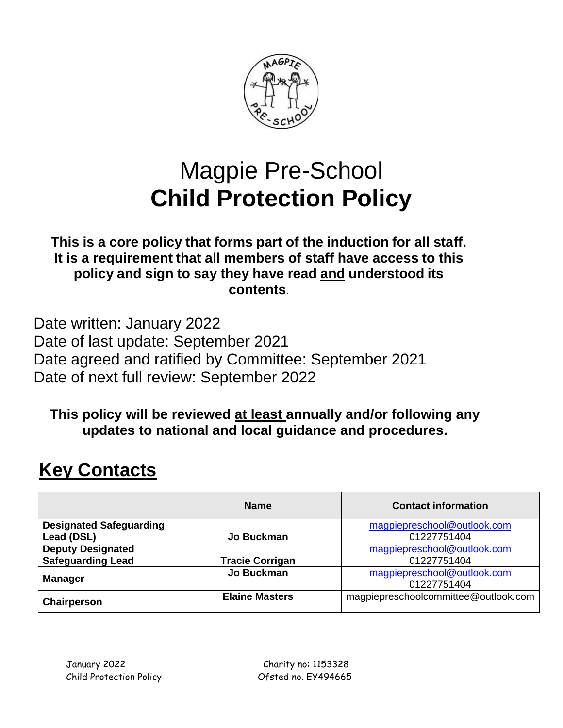# Magpie Pre-School
# Child Protection Policy

**This is a core policy that forms part of the induction for all staff. It is a requirement that all members of staff have access to this policy and sign to say they have read and understood its contents.**

Date written: January 2022
Date of last update: September 2021
Date agreed and ratified by Committee: September 2021
Date of next full review: September 2022

**This policy will be reviewed at least annually and/or following any updates to national and local guidance and procedures.**

## Key Contacts

| | Name | Contact information |
|---|---|---|
| **Designated Safeguarding Lead (DSL)** | **Jo Buckman** | magpiepreschool@outlook.com 01227751404 |
| **Deputy Designated Safeguarding Lead** | **Tracie Corrigan** | magpiepreschool@outlook.com 01227751404 |
| **Manager** | **Jo Buckman** | magpiepreschool@outlook.com 01227751404 |
| **Chairperson** | **Elaine Masters** | magpiepreschoolcommittee@outlook.com |

January 2022
Child Protection Policy

Charity no: 1153328
Ofsted no. EY494665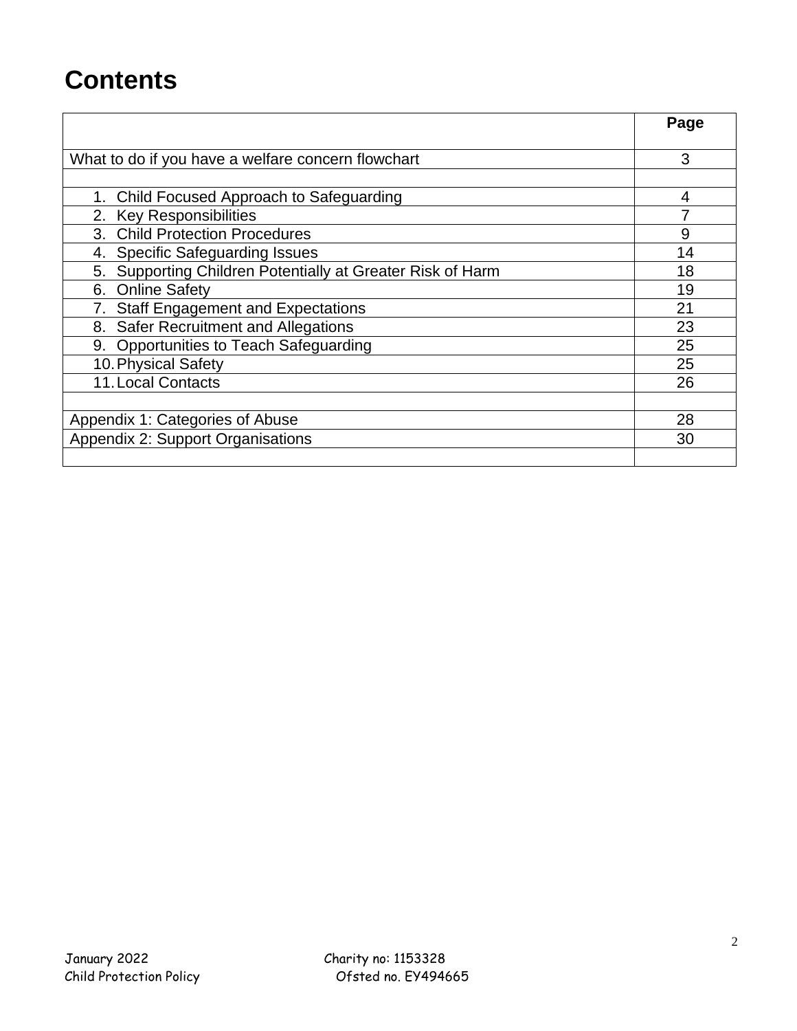# Contents

| | Page |
|---|---|
| What to do if you have a welfare concern flowchart | 3 |
| | |
| 1. Child Focused Approach to Safeguarding | 4 |
| 2. Key Responsibilities | 7 |
| 3. Child Protection Procedures | 9 |
| 4. Specific Safeguarding Issues | 14 |
| 5. Supporting Children Potentially at Greater Risk of Harm | 18 |
| 6. Online Safety | 19 |
| 7. Staff Engagement and Expectations | 21 |
| 8. Safer Recruitment and Allegations | 23 |
| 9. Opportunities to Teach Safeguarding | 25 |
| 10. Physical Safety | 25 |
| 11. Local Contacts | 26 |
| | |
| Appendix 1: Categories of Abuse | 28 |
| Appendix 2: Support Organisations | 30 |
| | |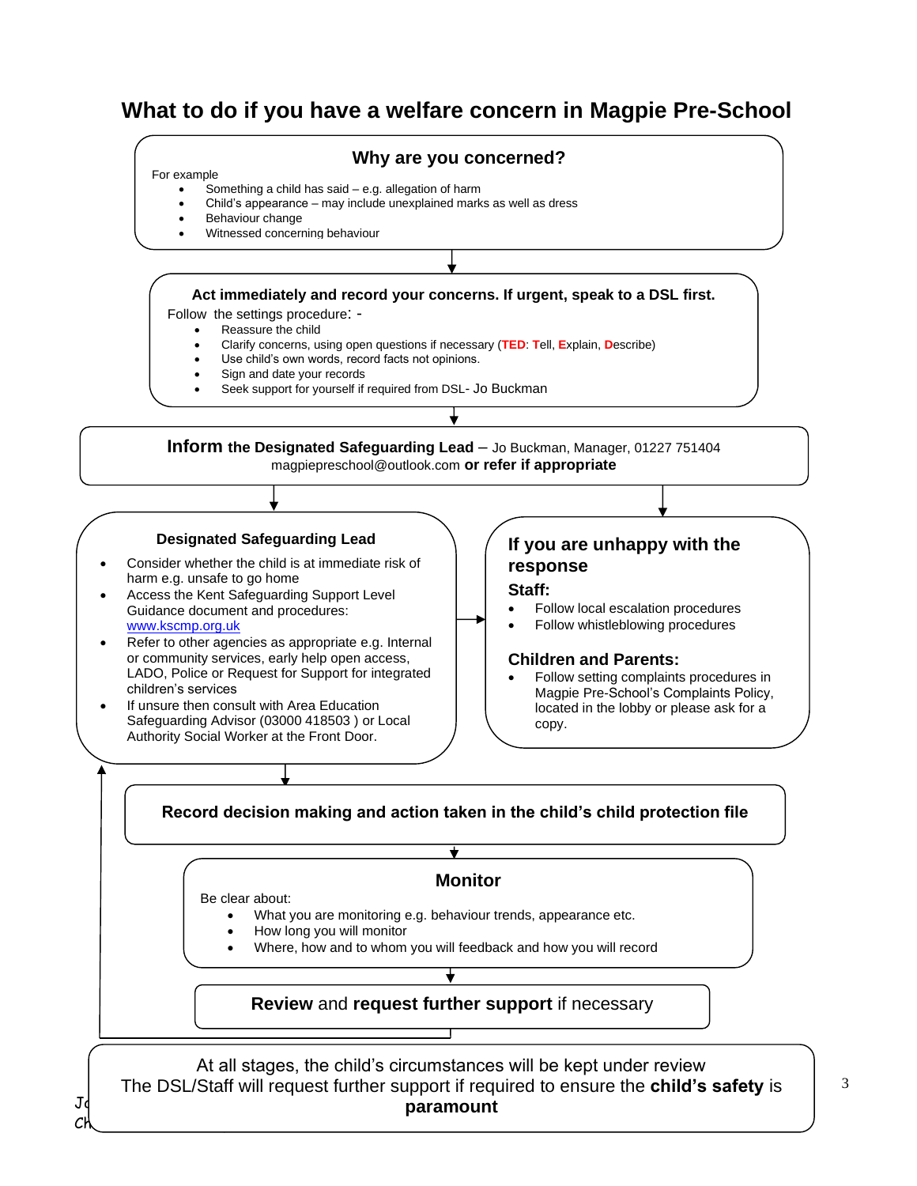# What to do if you have a welfare concern in Magpie Pre-School

## Why are you concerned?

For example

- Something a child has said – e.g. allegation of harm
- Child's appearance – may include unexplained marks as well as dress
- Behaviour change
- Witnessed concerning behaviour

## Act immediately and record your concerns. If urgent, speak to a DSL first.

Follow the settings procedure: -

- Reassure the child
- Clarify concerns, using open questions if necessary (**TED**: **T**ell, **E**xplain, **D**escribe)
- Use child's own words, record facts not opinions.
- Sign and date your records
- Seek support for yourself if required from DSL- Jo Buckman

**Inform the Designated Safeguarding Lead** – Jo Buckman, Manager, 01227 751404 magpiepreschool@outlook.com **or refer if appropriate**

### Designated Safeguarding Lead

- Consider whether the child is at immediate risk of harm e.g. unsafe to go home
- Access the Kent Safeguarding Support Level Guidance document and procedures: www.kscmp.org.uk
- Refer to other agencies as appropriate e.g. Internal or community services, early help open access, LADO, Police or Request for Support for integrated children's services
- If unsure then consult with Area Education Safeguarding Advisor (03000 418503 ) or Local Authority Social Worker at the Front Door.

### If you are unhappy with the response

**Staff:**

- Follow local escalation procedures
- Follow whistleblowing procedures

**Children and Parents:**

- Follow setting complaints procedures in Magpie Pre-School's Complaints Policy, located in the lobby or please ask for a copy.

**Record decision making and action taken in the child's child protection file**

## Monitor

Be clear about:

- What you are monitoring e.g. behaviour trends, appearance etc.
- How long you will monitor
- Where, how and to whom you will feedback and how you will record

**Review** and **request further support** if necessary

At all stages, the child's circumstances will be kept under review
The DSL/Staff will request further support if required to ensure the **child's safety** is **paramount**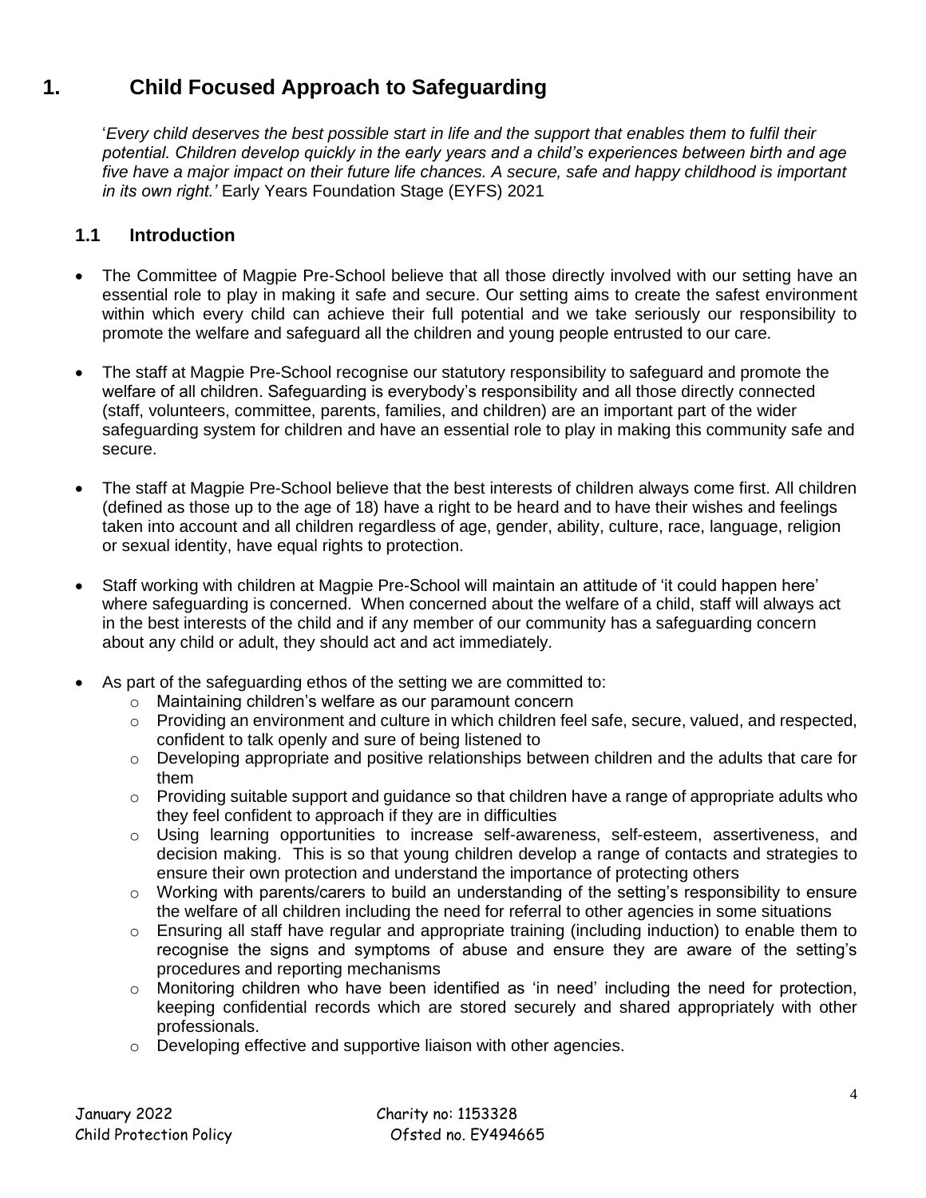# 1. Child Focused Approach to Safeguarding

'*Every child deserves the best possible start in life and the support that enables them to fulfil their potential. Children develop quickly in the early years and a child's experiences between birth and age five have a major impact on their future life chances. A secure, safe and happy childhood is important in its own right.'* Early Years Foundation Stage (EYFS) 2021

## 1.1 Introduction

- The Committee of Magpie Pre-School believe that all those directly involved with our setting have an essential role to play in making it safe and secure. Our setting aims to create the safest environment within which every child can achieve their full potential and we take seriously our responsibility to promote the welfare and safeguard all the children and young people entrusted to our care.

- The staff at Magpie Pre-School recognise our statutory responsibility to safeguard and promote the welfare of all children. Safeguarding is everybody's responsibility and all those directly connected (staff, volunteers, committee, parents, families, and children) are an important part of the wider safeguarding system for children and have an essential role to play in making this community safe and secure.

- The staff at Magpie Pre-School believe that the best interests of children always come first. All children (defined as those up to the age of 18) have a right to be heard and to have their wishes and feelings taken into account and all children regardless of age, gender, ability, culture, race, language, religion or sexual identity, have equal rights to protection.

- Staff working with children at Magpie Pre-School will maintain an attitude of 'it could happen here' where safeguarding is concerned. When concerned about the welfare of a child, staff will always act in the best interests of the child and if any member of our community has a safeguarding concern about any child or adult, they should act and act immediately.

- As part of the safeguarding ethos of the setting we are committed to:
  - Maintaining children's welfare as our paramount concern
  - Providing an environment and culture in which children feel safe, secure, valued, and respected, confident to talk openly and sure of being listened to
  - Developing appropriate and positive relationships between children and the adults that care for them
  - Providing suitable support and guidance so that children have a range of appropriate adults who they feel confident to approach if they are in difficulties
  - Using learning opportunities to increase self-awareness, self-esteem, assertiveness, and decision making. This is so that young children develop a range of contacts and strategies to ensure their own protection and understand the importance of protecting others
  - Working with parents/carers to build an understanding of the setting's responsibility to ensure the welfare of all children including the need for referral to other agencies in some situations
  - Ensuring all staff have regular and appropriate training (including induction) to enable them to recognise the signs and symptoms of abuse and ensure they are aware of the setting's procedures and reporting mechanisms
  - Monitoring children who have been identified as 'in need' including the need for protection, keeping confidential records which are stored securely and shared appropriately with other professionals.
  - Developing effective and supportive liaison with other agencies.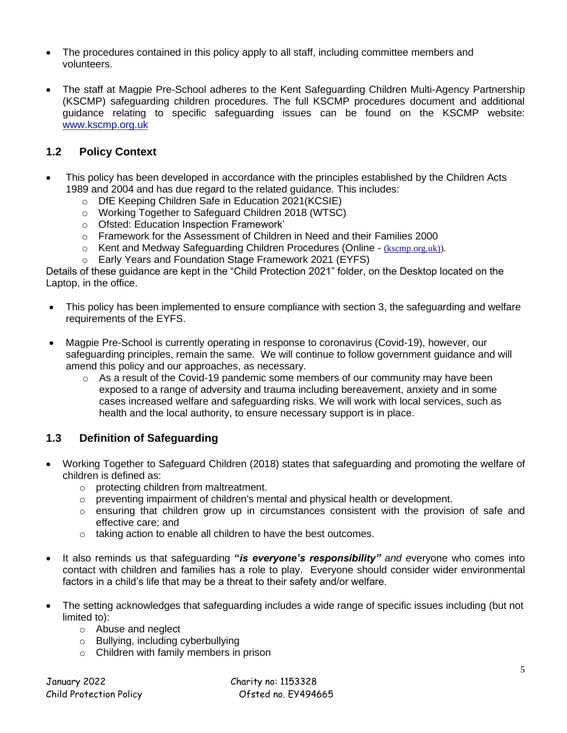- The procedures contained in this policy apply to all staff, including committee members and volunteers.

- The staff at Magpie Pre-School adheres to the Kent Safeguarding Children Multi-Agency Partnership (KSCMP) safeguarding children procedures. The full KSCMP procedures document and additional guidance relating to specific safeguarding issues can be found on the KSCMP website: www.kscmp.org.uk

## 1.2 Policy Context

- This policy has been developed in accordance with the principles established by the Children Acts 1989 and 2004 and has due regard to the related guidance. This includes:
  - DfE Keeping Children Safe in Education 2021(KCSIE)
  - Working Together to Safeguard Children 2018 (WTSC)
  - Ofsted: Education Inspection Framework'
  - Framework for the Assessment of Children in Need and their Families 2000
  - Kent and Medway Safeguarding Children Procedures (Online - (kscmp.org.uk)).
  - Early Years and Foundation Stage Framework 2021 (EYFS)

Details of these guidance are kept in the "Child Protection 2021" folder, on the Desktop located on the Laptop, in the office.

- This policy has been implemented to ensure compliance with section 3, the safeguarding and welfare requirements of the EYFS.

- Magpie Pre-School is currently operating in response to coronavirus (Covid-19), however, our safeguarding principles, remain the same. We will continue to follow government guidance and will amend this policy and our approaches, as necessary.
  - As a result of the Covid-19 pandemic some members of our community may have been exposed to a range of adversity and trauma including bereavement, anxiety and in some cases increased welfare and safeguarding risks. We will work with local services, such as health and the local authority, to ensure necessary support is in place.

## 1.3 Definition of Safeguarding

- Working Together to Safeguard Children (2018) states that safeguarding and promoting the welfare of children is defined as:
  - protecting children from maltreatment.
  - preventing impairment of children's mental and physical health or development.
  - ensuring that children grow up in circumstances consistent with the provision of safe and effective care; and
  - taking action to enable all children to have the best outcomes.

- It also reminds us that safeguarding **"*is everyone's responsibility*"** *and e*veryone who comes into contact with children and families has a role to play. Everyone should consider wider environmental factors in a child's life that may be a threat to their safety and/or welfare.

- The setting acknowledges that safeguarding includes a wide range of specific issues including (but not limited to):
  - Abuse and neglect
  - Bullying, including cyberbullying
  - Children with family members in prison

January 2022
Child Protection Policy

Charity no: 1153328
Ofsted no. EY494665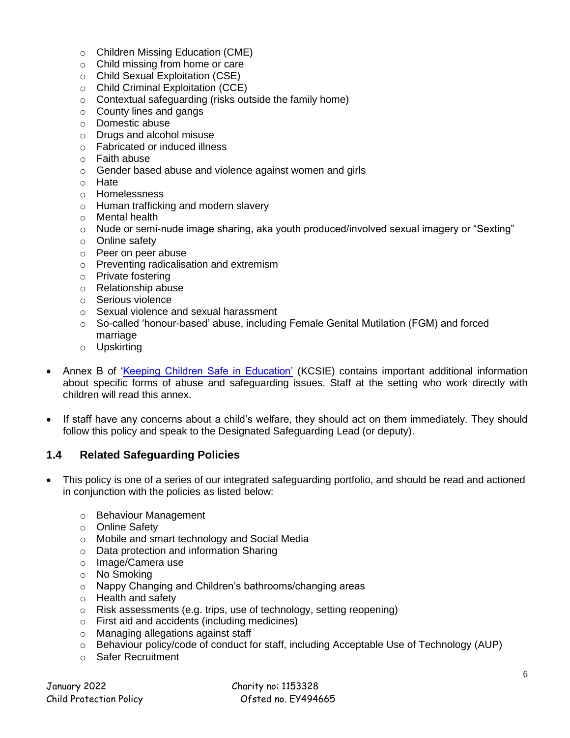- Children Missing Education (CME)
  - Child missing from home or care
  - Child Sexual Exploitation (CSE)
  - Child Criminal Exploitation (CCE)
  - Contextual safeguarding (risks outside the family home)
  - County lines and gangs
  - Domestic abuse
  - Drugs and alcohol misuse
  - Fabricated or induced illness
  - Faith abuse
  - Gender based abuse and violence against women and girls
  - Hate
  - Homelessness
  - Human trafficking and modern slavery
  - Mental health
  - Nude or semi-nude image sharing, aka youth produced/involved sexual imagery or "Sexting"
  - Online safety
  - Peer on peer abuse
  - Preventing radicalisation and extremism
  - Private fostering
  - Relationship abuse
  - Serious violence
  - Sexual violence and sexual harassment
  - So-called 'honour-based' abuse, including Female Genital Mutilation (FGM) and forced marriage
  - Upskirting

- Annex B of 'Keeping Children Safe in Education' (KCSIE) contains important additional information about specific forms of abuse and safeguarding issues. Staff at the setting who work directly with children will read this annex.

- If staff have any concerns about a child's welfare, they should act on them immediately. They should follow this policy and speak to the Designated Safeguarding Lead (or deputy).

## 1.4 Related Safeguarding Policies

- This policy is one of a series of our integrated safeguarding portfolio, and should be read and actioned in conjunction with the policies as listed below:
  - Behaviour Management
  - Online Safety
  - Mobile and smart technology and Social Media
  - Data protection and information Sharing
  - Image/Camera use
  - No Smoking
  - Nappy Changing and Children's bathrooms/changing areas
  - Health and safety
  - Risk assessments (e.g. trips, use of technology, setting reopening)
  - First aid and accidents (including medicines)
  - Managing allegations against staff
  - Behaviour policy/code of conduct for staff, including Acceptable Use of Technology (AUP)
  - Safer Recruitment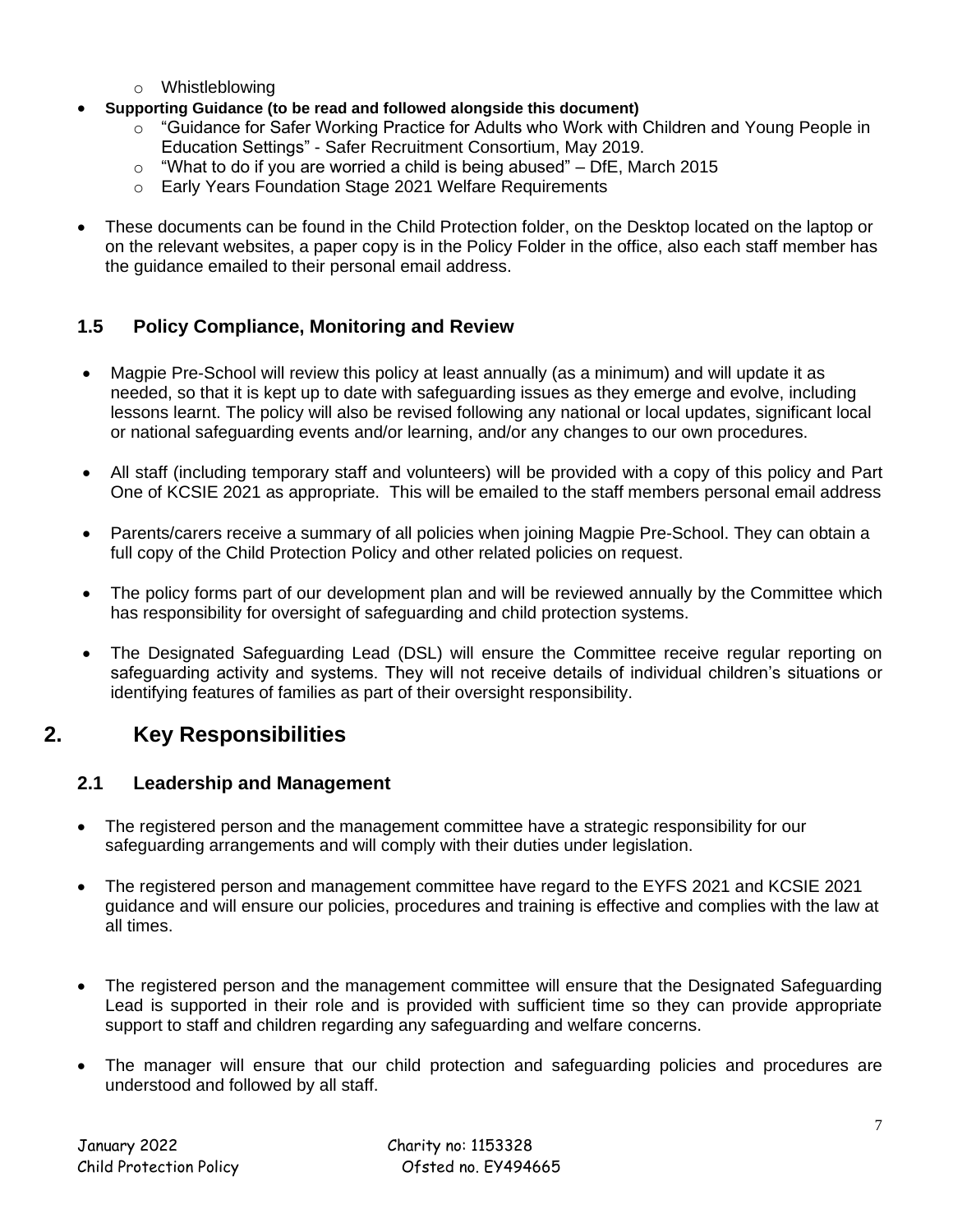- Whistleblowing
- **Supporting Guidance (to be read and followed alongside this document)**
   - "Guidance for Safer Working Practice for Adults who Work with Children and Young People in Education Settings" - Safer Recruitment Consortium, May 2019.
   - "What to do if you are worried a child is being abused" – DfE, March 2015
   - Early Years Foundation Stage 2021 Welfare Requirements
- These documents can be found in the Child Protection folder, on the Desktop located on the laptop or on the relevant websites, a paper copy is in the Policy Folder in the office, also each staff member has the guidance emailed to their personal email address.

### 1.5 Policy Compliance, Monitoring and Review

- Magpie Pre-School will review this policy at least annually (as a minimum) and will update it as needed, so that it is kept up to date with safeguarding issues as they emerge and evolve, including lessons learnt. The policy will also be revised following any national or local updates, significant local or national safeguarding events and/or learning, and/or any changes to our own procedures.
- All staff (including temporary staff and volunteers) will be provided with a copy of this policy and Part One of KCSIE 2021 as appropriate. This will be emailed to the staff members personal email address
- Parents/carers receive a summary of all policies when joining Magpie Pre-School. They can obtain a full copy of the Child Protection Policy and other related policies on request.
- The policy forms part of our development plan and will be reviewed annually by the Committee which has responsibility for oversight of safeguarding and child protection systems.
- The Designated Safeguarding Lead (DSL) will ensure the Committee receive regular reporting on safeguarding activity and systems. They will not receive details of individual children's situations or identifying features of families as part of their oversight responsibility.

## 2. Key Responsibilities

### 2.1 Leadership and Management

- The registered person and the management committee have a strategic responsibility for our safeguarding arrangements and will comply with their duties under legislation.
- The registered person and management committee have regard to the EYFS 2021 and KCSIE 2021 guidance and will ensure our policies, procedures and training is effective and complies with the law at all times.
- The registered person and the management committee will ensure that the Designated Safeguarding Lead is supported in their role and is provided with sufficient time so they can provide appropriate support to staff and children regarding any safeguarding and welfare concerns.
- The manager will ensure that our child protection and safeguarding policies and procedures are understood and followed by all staff.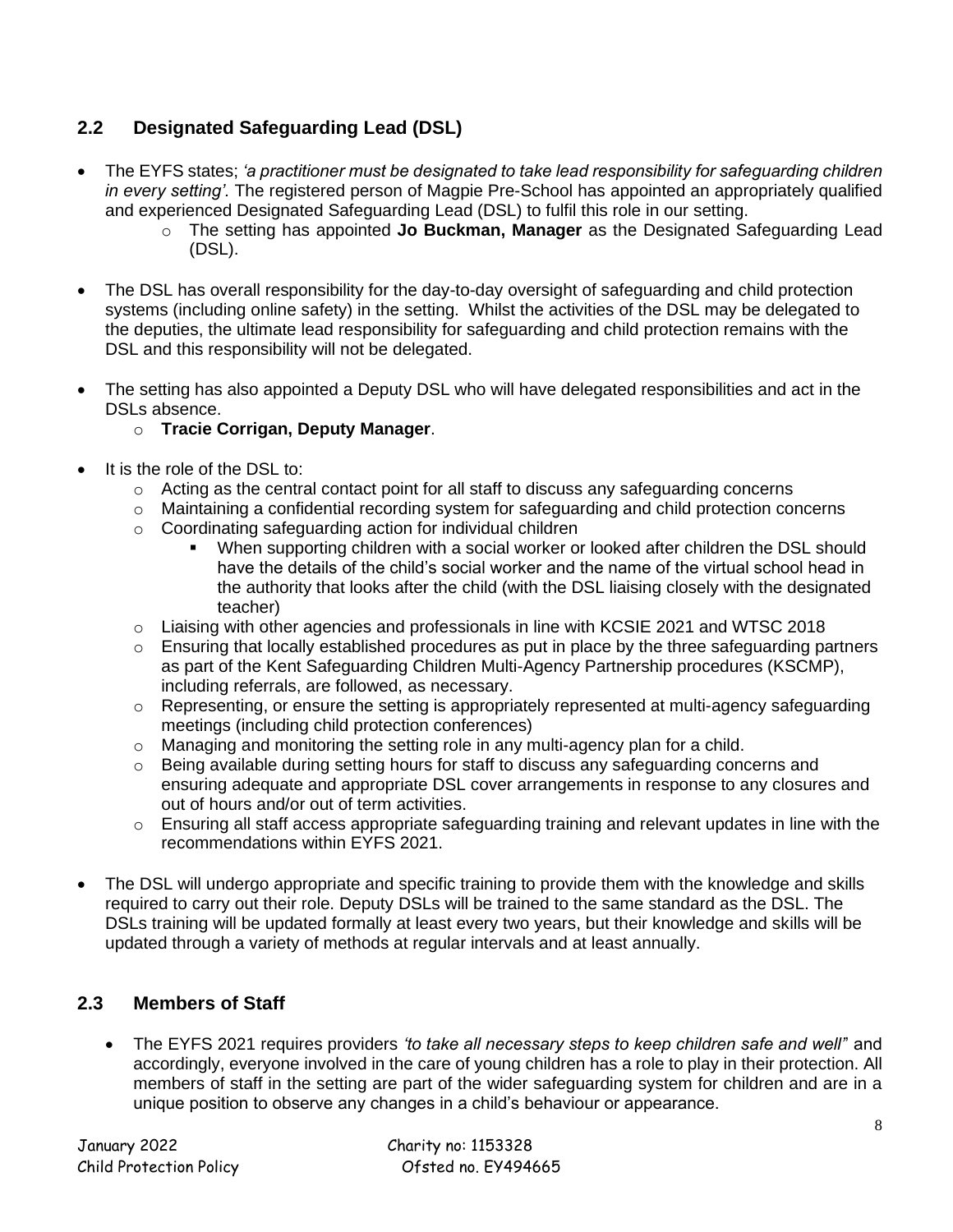## 2.2 Designated Safeguarding Lead (DSL)

- The EYFS states; *'a practitioner must be designated to take lead responsibility for safeguarding children in every setting'*. The registered person of Magpie Pre-School has appointed an appropriately qualified and experienced Designated Safeguarding Lead (DSL) to fulfil this role in our setting.
    - The setting has appointed **Jo Buckman, Manager** as the Designated Safeguarding Lead (DSL).

- The DSL has overall responsibility for the day-to-day oversight of safeguarding and child protection systems (including online safety) in the setting. Whilst the activities of the DSL may be delegated to the deputies, the ultimate lead responsibility for safeguarding and child protection remains with the DSL and this responsibility will not be delegated.

- The setting has also appointed a Deputy DSL who will have delegated responsibilities and act in the DSLs absence.
    - **Tracie Corrigan, Deputy Manager**.

- It is the role of the DSL to:
    - Acting as the central contact point for all staff to discuss any safeguarding concerns
    - Maintaining a confidential recording system for safeguarding and child protection concerns
    - Coordinating safeguarding action for individual children
        - When supporting children with a social worker or looked after children the DSL should have the details of the child's social worker and the name of the virtual school head in the authority that looks after the child (with the DSL liaising closely with the designated teacher)
    - Liaising with other agencies and professionals in line with KCSIE 2021 and WTSC 2018
    - Ensuring that locally established procedures as put in place by the three safeguarding partners as part of the Kent Safeguarding Children Multi-Agency Partnership procedures (KSCMP), including referrals, are followed, as necessary.
    - Representing, or ensure the setting is appropriately represented at multi-agency safeguarding meetings (including child protection conferences)
    - Managing and monitoring the setting role in any multi-agency plan for a child.
    - Being available during setting hours for staff to discuss any safeguarding concerns and ensuring adequate and appropriate DSL cover arrangements in response to any closures and out of hours and/or out of term activities.
    - Ensuring all staff access appropriate safeguarding training and relevant updates in line with the recommendations within EYFS 2021.

- The DSL will undergo appropriate and specific training to provide them with the knowledge and skills required to carry out their role. Deputy DSLs will be trained to the same standard as the DSL. The DSLs training will be updated formally at least every two years, but their knowledge and skills will be updated through a variety of methods at regular intervals and at least annually.

## 2.3 Members of Staff

- The EYFS 2021 requires providers *'to take all necessary steps to keep children safe and well"* and accordingly, everyone involved in the care of young children has a role to play in their protection. All members of staff in the setting are part of the wider safeguarding system for children and are in a unique position to observe any changes in a child's behaviour or appearance.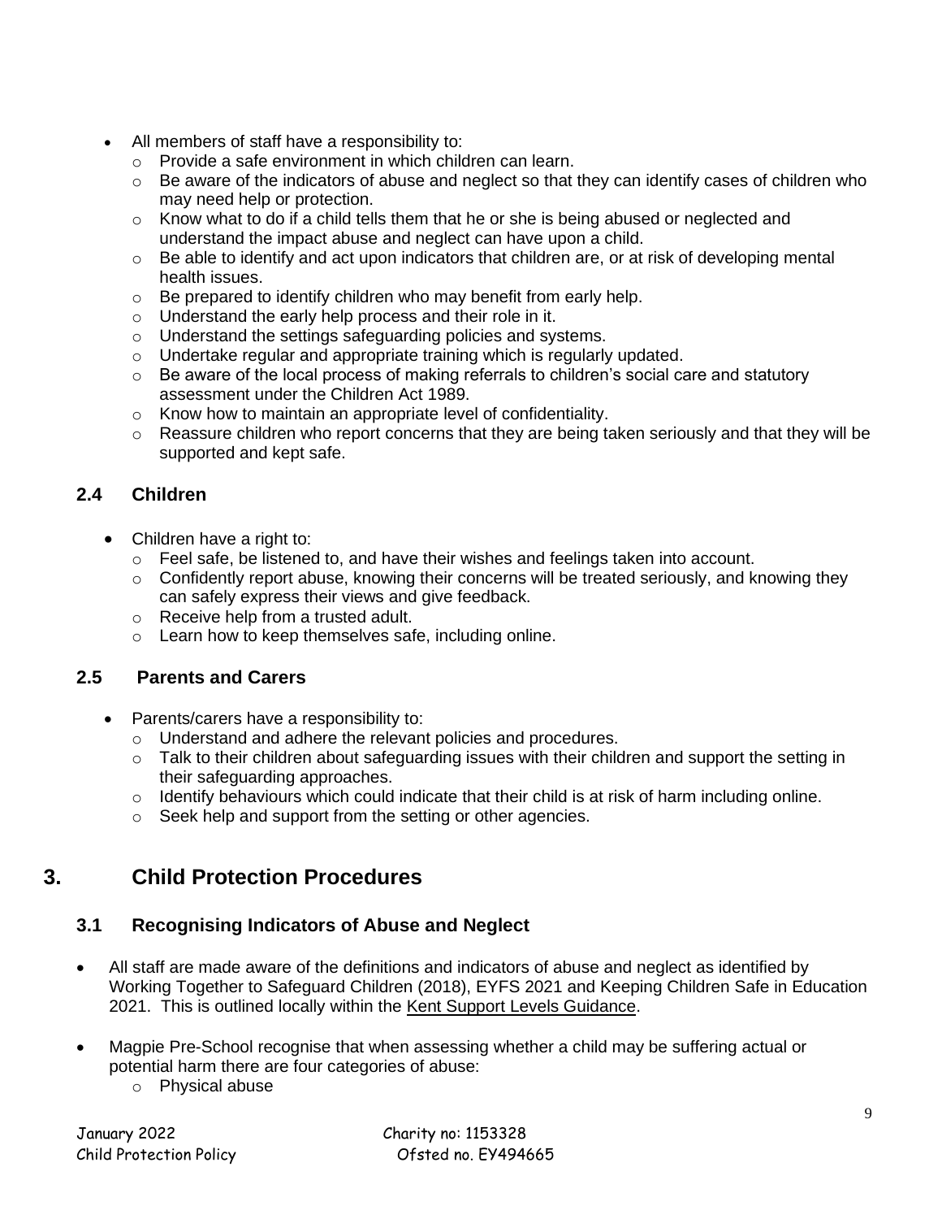- All members of staff have a responsibility to:
    - Provide a safe environment in which children can learn.
    - Be aware of the indicators of abuse and neglect so that they can identify cases of children who may need help or protection.
    - Know what to do if a child tells them that he or she is being abused or neglected and understand the impact abuse and neglect can have upon a child.
    - Be able to identify and act upon indicators that children are, or at risk of developing mental health issues.
    - Be prepared to identify children who may benefit from early help.
    - Understand the early help process and their role in it.
    - Understand the settings safeguarding policies and systems.
    - Undertake regular and appropriate training which is regularly updated.
    - Be aware of the local process of making referrals to children's social care and statutory assessment under the Children Act 1989.
    - Know how to maintain an appropriate level of confidentiality.
    - Reassure children who report concerns that they are being taken seriously and that they will be supported and kept safe.

### 2.4 Children

- Children have a right to:
    - Feel safe, be listened to, and have their wishes and feelings taken into account.
    - Confidently report abuse, knowing their concerns will be treated seriously, and knowing they can safely express their views and give feedback.
    - Receive help from a trusted adult.
    - Learn how to keep themselves safe, including online.

### 2.5 Parents and Carers

- Parents/carers have a responsibility to:
    - Understand and adhere the relevant policies and procedures.
    - Talk to their children about safeguarding issues with their children and support the setting in their safeguarding approaches.
    - Identify behaviours which could indicate that their child is at risk of harm including online.
    - Seek help and support from the setting or other agencies.

## 3. Child Protection Procedures

### 3.1 Recognising Indicators of Abuse and Neglect

- All staff are made aware of the definitions and indicators of abuse and neglect as identified by Working Together to Safeguard Children (2018), EYFS 2021 and Keeping Children Safe in Education 2021. This is outlined locally within the Kent Support Levels Guidance.

- Magpie Pre-School recognise that when assessing whether a child may be suffering actual or potential harm there are four categories of abuse:
    - Physical abuse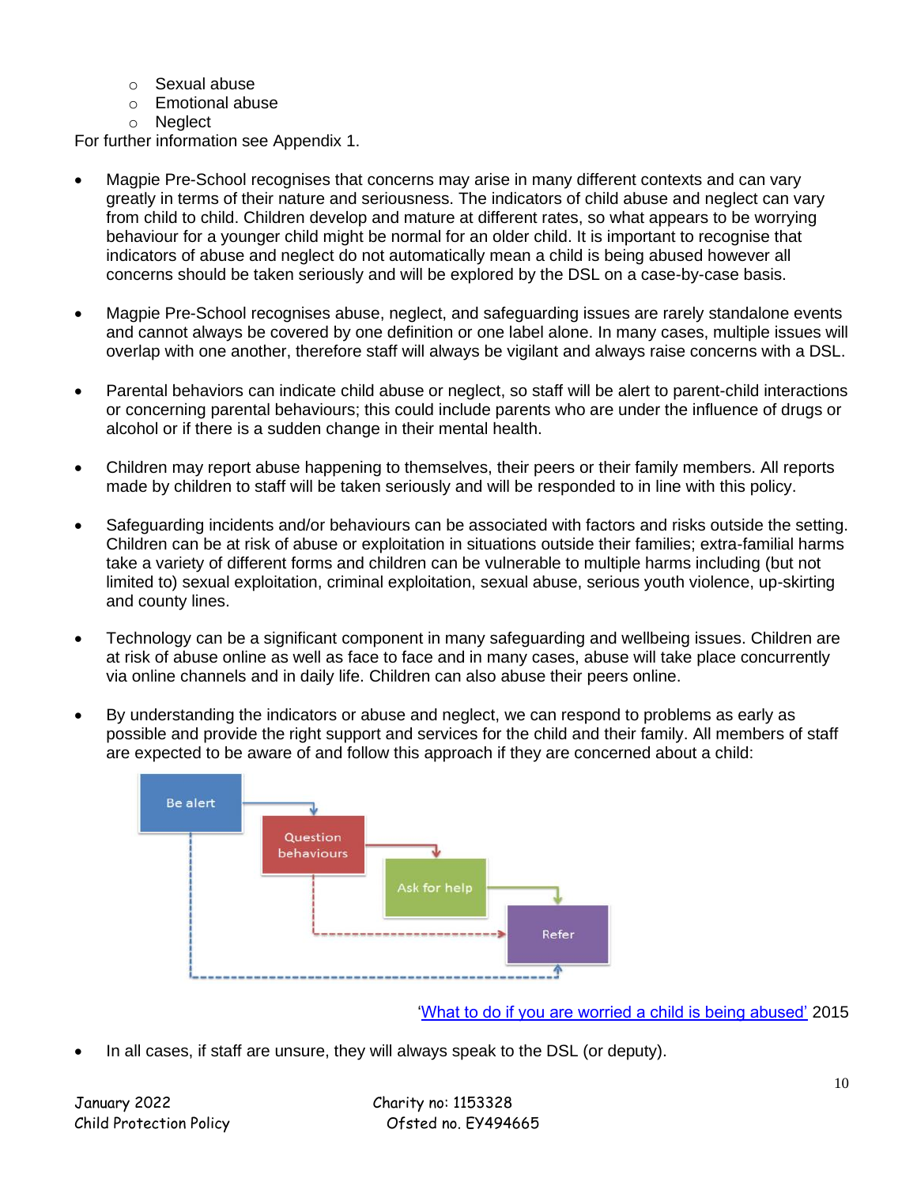- Sexual abuse
- Emotional abuse
- Neglect

For further information see Appendix 1.

- Magpie Pre-School recognises that concerns may arise in many different contexts and can vary greatly in terms of their nature and seriousness. The indicators of child abuse and neglect can vary from child to child. Children develop and mature at different rates, so what appears to be worrying behaviour for a younger child might be normal for an older child. It is important to recognise that indicators of abuse and neglect do not automatically mean a child is being abused however all concerns should be taken seriously and will be explored by the DSL on a case-by-case basis.

- Magpie Pre-School recognises abuse, neglect, and safeguarding issues are rarely standalone events and cannot always be covered by one definition or one label alone. In many cases, multiple issues will overlap with one another, therefore staff will always be vigilant and always raise concerns with a DSL.

- Parental behaviors can indicate child abuse or neglect, so staff will be alert to parent-child interactions or concerning parental behaviours; this could include parents who are under the influence of drugs or alcohol or if there is a sudden change in their mental health.

- Children may report abuse happening to themselves, their peers or their family members. All reports made by children to staff will be taken seriously and will be responded to in line with this policy.

- Safeguarding incidents and/or behaviours can be associated with factors and risks outside the setting. Children can be at risk of abuse or exploitation in situations outside their families; extra-familial harms take a variety of different forms and children can be vulnerable to multiple harms including (but not limited to) sexual exploitation, criminal exploitation, sexual abuse, serious youth violence, up-skirting and county lines.

- Technology can be a significant component in many safeguarding and wellbeing issues. Children are at risk of abuse online as well as face to face and in many cases, abuse will take place concurrently via online channels and in daily life. Children can also abuse their peers online.

- By understanding the indicators or abuse and neglect, we can respond to problems as early as possible and provide the right support and services for the child and their family. All members of staff are expected to be aware of and follow this approach if they are concerned about a child:

Be alert → Question behaviours → Ask for help → Refer

'What to do if you are worried a child is being abused' 2015

- In all cases, if staff are unsure, they will always speak to the DSL (or deputy).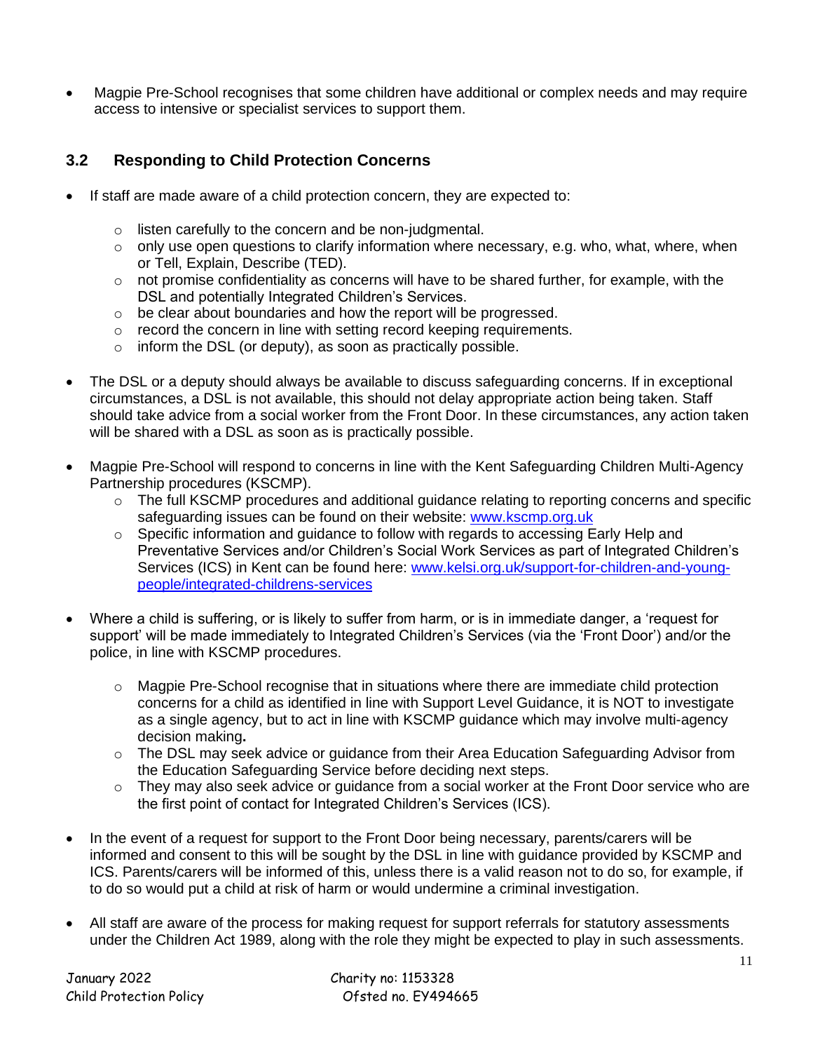- Magpie Pre-School recognises that some children have additional or complex needs and may require access to intensive or specialist services to support them.

## 3.2 Responding to Child Protection Concerns

- If staff are made aware of a child protection concern, they are expected to:
    - listen carefully to the concern and be non-judgmental.
    - only use open questions to clarify information where necessary, e.g. who, what, where, when or Tell, Explain, Describe (TED).
    - not promise confidentiality as concerns will have to be shared further, for example, with the DSL and potentially Integrated Children's Services.
    - be clear about boundaries and how the report will be progressed.
    - record the concern in line with setting record keeping requirements.
    - inform the DSL (or deputy), as soon as practically possible.

- The DSL or a deputy should always be available to discuss safeguarding concerns. If in exceptional circumstances, a DSL is not available, this should not delay appropriate action being taken. Staff should take advice from a social worker from the Front Door. In these circumstances, any action taken will be shared with a DSL as soon as is practically possible.

- Magpie Pre-School will respond to concerns in line with the Kent Safeguarding Children Multi-Agency Partnership procedures (KSCMP).
    - The full KSCMP procedures and additional guidance relating to reporting concerns and specific safeguarding issues can be found on their website: [www.kscmp.org.uk](http://www.kscmp.org.uk)
    - Specific information and guidance to follow with regards to accessing Early Help and Preventative Services and/or Children's Social Work Services as part of Integrated Children's Services (ICS) in Kent can be found here: [www.kelsi.org.uk/support-for-children-and-young-people/integrated-childrens-services](http://www.kelsi.org.uk/support-for-children-and-young-people/integrated-childrens-services)

- Where a child is suffering, or is likely to suffer from harm, or is in immediate danger, a 'request for support' will be made immediately to Integrated Children's Services (via the 'Front Door') and/or the police, in line with KSCMP procedures.
    - Magpie Pre-School recognise that in situations where there are immediate child protection concerns for a child as identified in line with Support Level Guidance, it is NOT to investigate as a single agency, but to act in line with KSCMP guidance which may involve multi-agency decision making**.**
    - The DSL may seek advice or guidance from their Area Education Safeguarding Advisor from the Education Safeguarding Service before deciding next steps.
    - They may also seek advice or guidance from a social worker at the Front Door service who are the first point of contact for Integrated Children's Services (ICS).

- In the event of a request for support to the Front Door being necessary, parents/carers will be informed and consent to this will be sought by the DSL in line with guidance provided by KSCMP and ICS. Parents/carers will be informed of this, unless there is a valid reason not to do so, for example, if to do so would put a child at risk of harm or would undermine a criminal investigation.

- All staff are aware of the process for making request for support referrals for statutory assessments under the Children Act 1989, along with the role they might be expected to play in such assessments.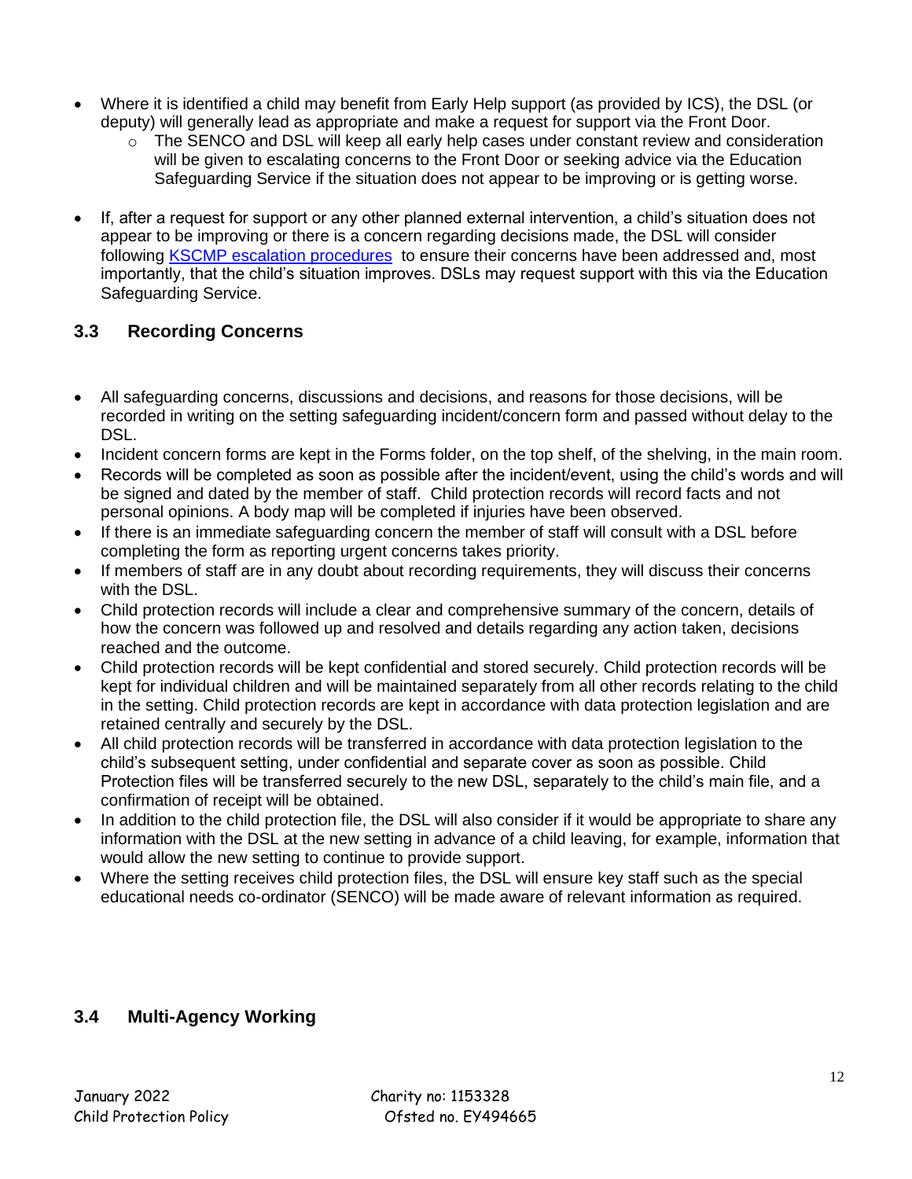- Where it is identified a child may benefit from Early Help support (as provided by ICS), the DSL (or deputy) will generally lead as appropriate and make a request for support via the Front Door.
    - The SENCO and DSL will keep all early help cases under constant review and consideration will be given to escalating concerns to the Front Door or seeking advice via the Education Safeguarding Service if the situation does not appear to be improving or is getting worse.

- If, after a request for support or any other planned external intervention, a child's situation does not appear to be improving or there is a concern regarding decisions made, the DSL will consider following KSCMP escalation procedures to ensure their concerns have been addressed and, most importantly, that the child's situation improves. DSLs may request support with this via the Education Safeguarding Service.

## 3.3 Recording Concerns

- All safeguarding concerns, discussions and decisions, and reasons for those decisions, will be recorded in writing on the setting safeguarding incident/concern form and passed without delay to the DSL.
- Incident concern forms are kept in the Forms folder, on the top shelf, of the shelving, in the main room.
- Records will be completed as soon as possible after the incident/event, using the child's words and will be signed and dated by the member of staff. Child protection records will record facts and not personal opinions. A body map will be completed if injuries have been observed.
- If there is an immediate safeguarding concern the member of staff will consult with a DSL before completing the form as reporting urgent concerns takes priority.
- If members of staff are in any doubt about recording requirements, they will discuss their concerns with the DSL.
- Child protection records will include a clear and comprehensive summary of the concern, details of how the concern was followed up and resolved and details regarding any action taken, decisions reached and the outcome.
- Child protection records will be kept confidential and stored securely. Child protection records will be kept for individual children and will be maintained separately from all other records relating to the child in the setting. Child protection records are kept in accordance with data protection legislation and are retained centrally and securely by the DSL.
- All child protection records will be transferred in accordance with data protection legislation to the child's subsequent setting, under confidential and separate cover as soon as possible. Child Protection files will be transferred securely to the new DSL, separately to the child's main file, and a confirmation of receipt will be obtained.
- In addition to the child protection file, the DSL will also consider if it would be appropriate to share any information with the DSL at the new setting in advance of a child leaving, for example, information that would allow the new setting to continue to provide support.
- Where the setting receives child protection files, the DSL will ensure key staff such as the special educational needs co-ordinator (SENCO) will be made aware of relevant information as required.

## 3.4 Multi-Agency Working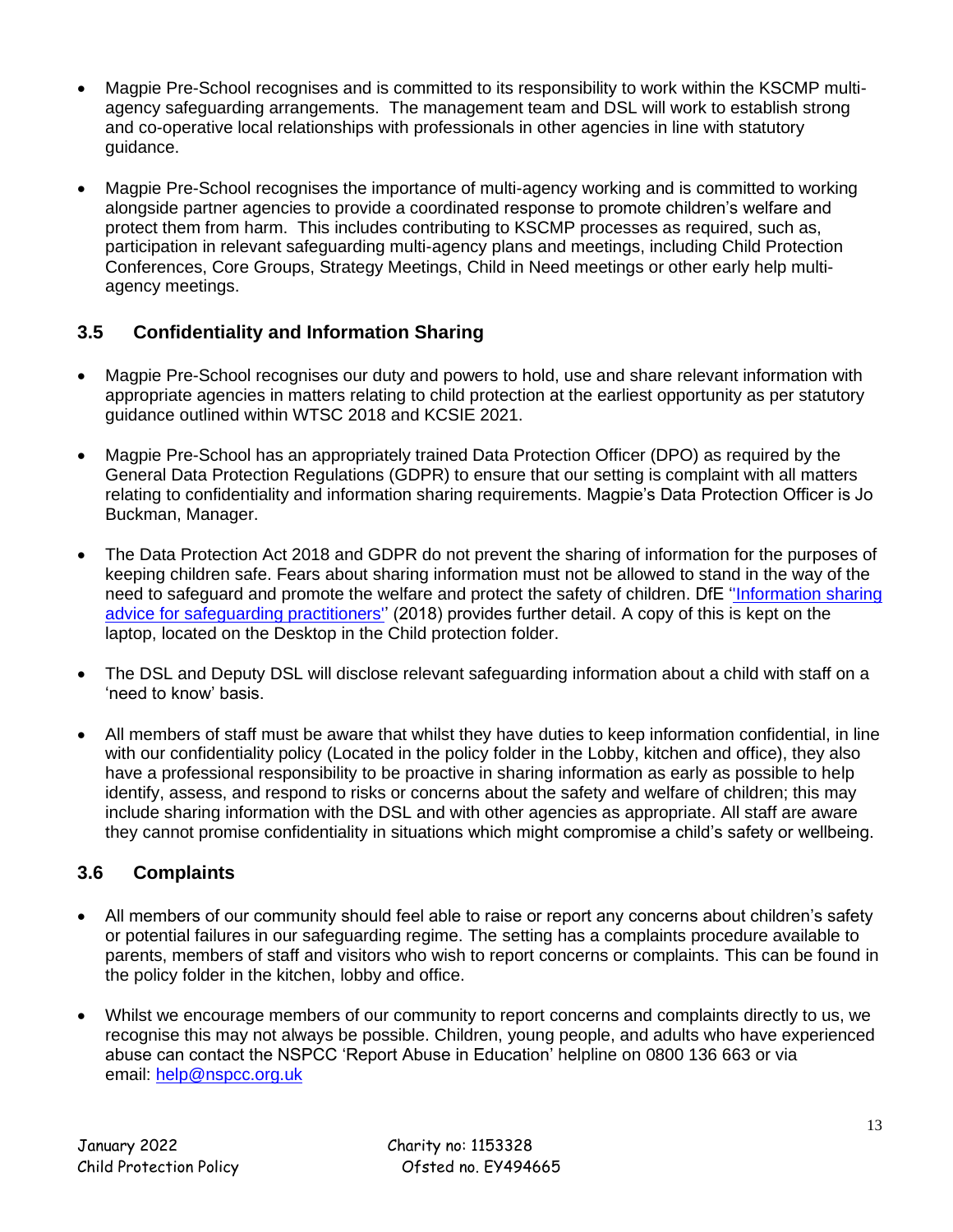- Magpie Pre-School recognises and is committed to its responsibility to work within the KSCMP multi-agency safeguarding arrangements. The management team and DSL will work to establish strong and co-operative local relationships with professionals in other agencies in line with statutory guidance.

- Magpie Pre-School recognises the importance of multi-agency working and is committed to working alongside partner agencies to provide a coordinated response to promote children's welfare and protect them from harm. This includes contributing to KSCMP processes as required, such as, participation in relevant safeguarding multi-agency plans and meetings, including Child Protection Conferences, Core Groups, Strategy Meetings, Child in Need meetings or other early help multi-agency meetings.

## 3.5 Confidentiality and Information Sharing

- Magpie Pre-School recognises our duty and powers to hold, use and share relevant information with appropriate agencies in matters relating to child protection at the earliest opportunity as per statutory guidance outlined within WTSC 2018 and KCSIE 2021.

- Magpie Pre-School has an appropriately trained Data Protection Officer (DPO) as required by the General Data Protection Regulations (GDPR) to ensure that our setting is complaint with all matters relating to confidentiality and information sharing requirements. Magpie's Data Protection Officer is Jo Buckman, Manager.

- The Data Protection Act 2018 and GDPR do not prevent the sharing of information for the purposes of keeping children safe. Fears about sharing information must not be allowed to stand in the way of the need to safeguard and promote the welfare and protect the safety of children. DfE ''Information sharing advice for safeguarding practitioners'' (2018) provides further detail. A copy of this is kept on the laptop, located on the Desktop in the Child protection folder.

- The DSL and Deputy DSL will disclose relevant safeguarding information about a child with staff on a 'need to know' basis.

- All members of staff must be aware that whilst they have duties to keep information confidential, in line with our confidentiality policy (Located in the policy folder in the Lobby, kitchen and office), they also have a professional responsibility to be proactive in sharing information as early as possible to help identify, assess, and respond to risks or concerns about the safety and welfare of children; this may include sharing information with the DSL and with other agencies as appropriate. All staff are aware they cannot promise confidentiality in situations which might compromise a child's safety or wellbeing.

## 3.6 Complaints

- All members of our community should feel able to raise or report any concerns about children's safety or potential failures in our safeguarding regime. The setting has a complaints procedure available to parents, members of staff and visitors who wish to report concerns or complaints. This can be found in the policy folder in the kitchen, lobby and office.

- Whilst we encourage members of our community to report concerns and complaints directly to us, we recognise this may not always be possible. Children, young people, and adults who have experienced abuse can contact the NSPCC 'Report Abuse in Education' helpline on 0800 136 663 or via email: help@nspcc.org.uk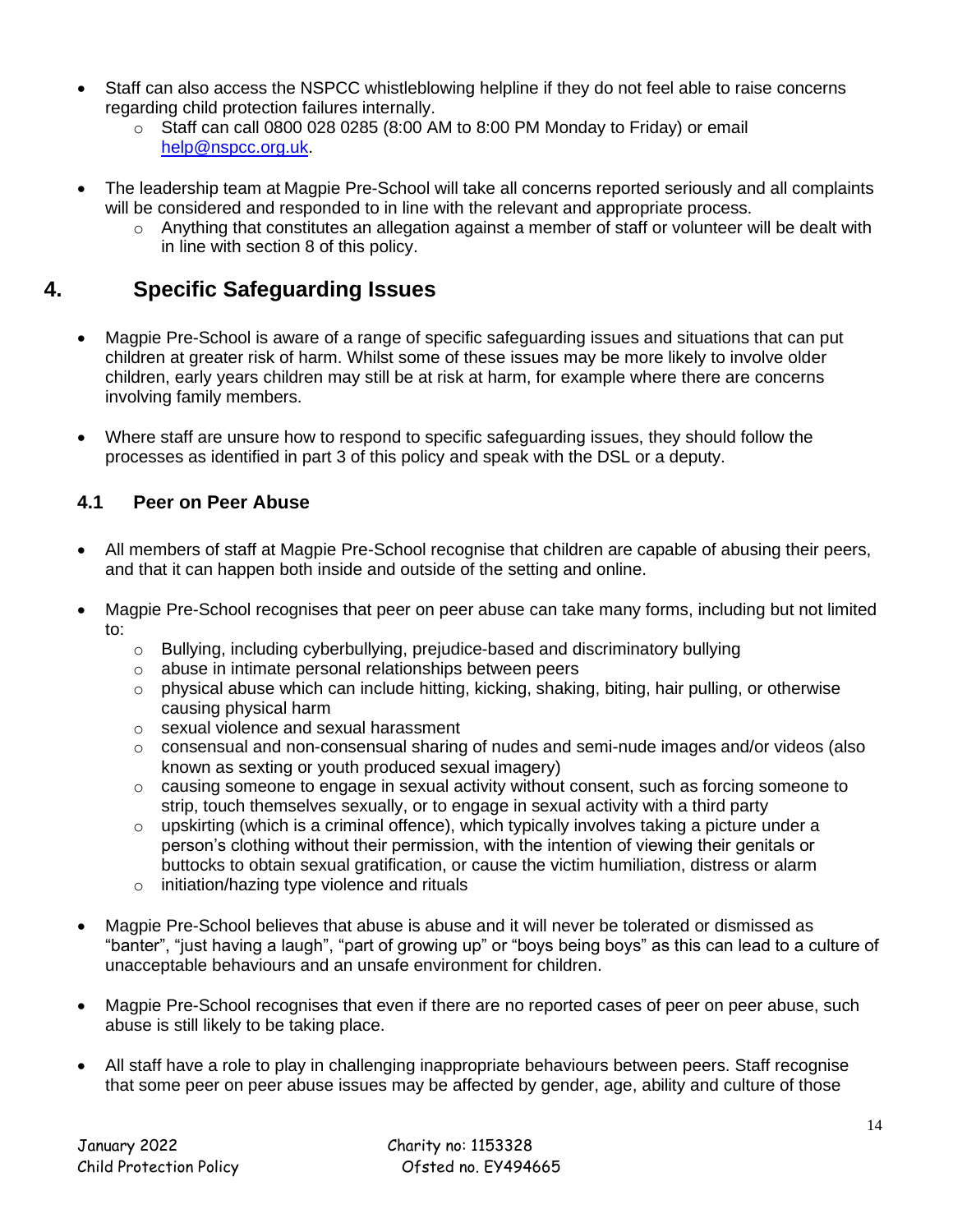- Staff can also access the NSPCC whistleblowing helpline if they do not feel able to raise concerns regarding child protection failures internally.
    - Staff can call 0800 028 0285 (8:00 AM to 8:00 PM Monday to Friday) or email help@nspcc.org.uk.

- The leadership team at Magpie Pre-School will take all concerns reported seriously and all complaints will be considered and responded to in line with the relevant and appropriate process.
    - Anything that constitutes an allegation against a member of staff or volunteer will be dealt with in line with section 8 of this policy.

## 4. Specific Safeguarding Issues

- Magpie Pre-School is aware of a range of specific safeguarding issues and situations that can put children at greater risk of harm. Whilst some of these issues may be more likely to involve older children, early years children may still be at risk at harm, for example where there are concerns involving family members.

- Where staff are unsure how to respond to specific safeguarding issues, they should follow the processes as identified in part 3 of this policy and speak with the DSL or a deputy.

### 4.1 Peer on Peer Abuse

- All members of staff at Magpie Pre-School recognise that children are capable of abusing their peers, and that it can happen both inside and outside of the setting and online.

- Magpie Pre-School recognises that peer on peer abuse can take many forms, including but not limited to:
    - Bullying, including cyberbullying, prejudice-based and discriminatory bullying
    - abuse in intimate personal relationships between peers
    - physical abuse which can include hitting, kicking, shaking, biting, hair pulling, or otherwise causing physical harm
    - sexual violence and sexual harassment
    - consensual and non-consensual sharing of nudes and semi-nude images and/or videos (also known as sexting or youth produced sexual imagery)
    - causing someone to engage in sexual activity without consent, such as forcing someone to strip, touch themselves sexually, or to engage in sexual activity with a third party
    - upskirting (which is a criminal offence), which typically involves taking a picture under a person's clothing without their permission, with the intention of viewing their genitals or buttocks to obtain sexual gratification, or cause the victim humiliation, distress or alarm
    - initiation/hazing type violence and rituals

- Magpie Pre-School believes that abuse is abuse and it will never be tolerated or dismissed as "banter", "just having a laugh", "part of growing up" or "boys being boys" as this can lead to a culture of unacceptable behaviours and an unsafe environment for children.

- Magpie Pre-School recognises that even if there are no reported cases of peer on peer abuse, such abuse is still likely to be taking place.

- All staff have a role to play in challenging inappropriate behaviours between peers. Staff recognise that some peer on peer abuse issues may be affected by gender, age, ability and culture of those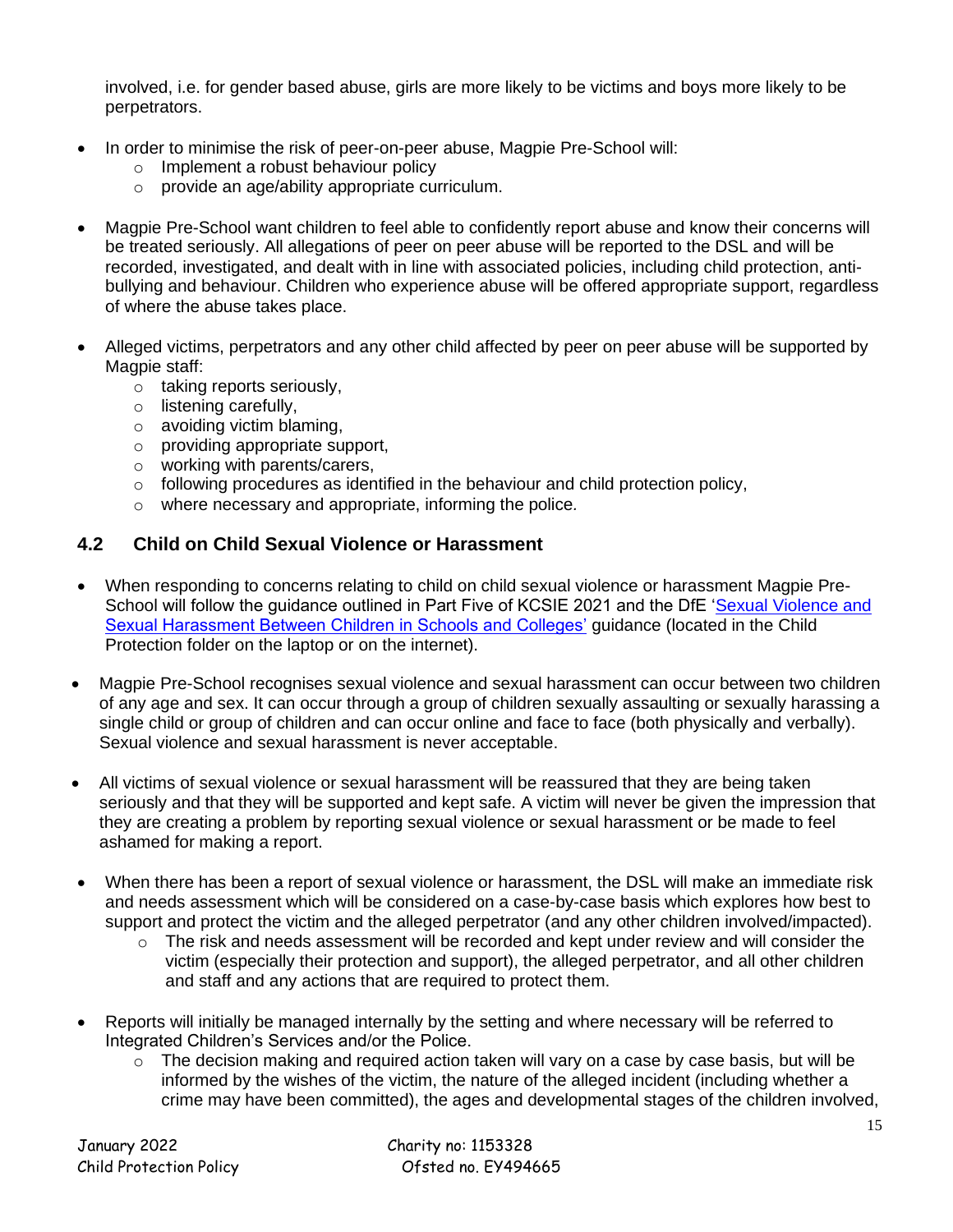involved, i.e. for gender based abuse, girls are more likely to be victims and boys more likely to be perpetrators.

- In order to minimise the risk of peer-on-peer abuse, Magpie Pre-School will:
  - Implement a robust behaviour policy
  - provide an age/ability appropriate curriculum.

- Magpie Pre-School want children to feel able to confidently report abuse and know their concerns will be treated seriously. All allegations of peer on peer abuse will be reported to the DSL and will be recorded, investigated, and dealt with in line with associated policies, including child protection, anti-bullying and behaviour. Children who experience abuse will be offered appropriate support, regardless of where the abuse takes place.

- Alleged victims, perpetrators and any other child affected by peer on peer abuse will be supported by Magpie staff:
  - taking reports seriously,
  - listening carefully,
  - avoiding victim blaming,
  - providing appropriate support,
  - working with parents/carers,
  - following procedures as identified in the behaviour and child protection policy,
  - where necessary and appropriate, informing the police.

## 4.2 Child on Child Sexual Violence or Harassment

- When responding to concerns relating to child on child sexual violence or harassment Magpie Pre-School will follow the guidance outlined in Part Five of KCSIE 2021 and the DfE '[Sexual Violence and Sexual Harassment Between Children in Schools and Colleges'](#) guidance (located in the Child Protection folder on the laptop or on the internet).

- Magpie Pre-School recognises sexual violence and sexual harassment can occur between two children of any age and sex. It can occur through a group of children sexually assaulting or sexually harassing a single child or group of children and can occur online and face to face (both physically and verbally). Sexual violence and sexual harassment is never acceptable.

- All victims of sexual violence or sexual harassment will be reassured that they are being taken seriously and that they will be supported and kept safe. A victim will never be given the impression that they are creating a problem by reporting sexual violence or sexual harassment or be made to feel ashamed for making a report.

- When there has been a report of sexual violence or harassment, the DSL will make an immediate risk and needs assessment which will be considered on a case-by-case basis which explores how best to support and protect the victim and the alleged perpetrator (and any other children involved/impacted).
  - The risk and needs assessment will be recorded and kept under review and will consider the victim (especially their protection and support), the alleged perpetrator, and all other children and staff and any actions that are required to protect them.

- Reports will initially be managed internally by the setting and where necessary will be referred to Integrated Children's Services and/or the Police.
  - The decision making and required action taken will vary on a case by case basis, but will be informed by the wishes of the victim, the nature of the alleged incident (including whether a crime may have been committed), the ages and developmental stages of the children involved,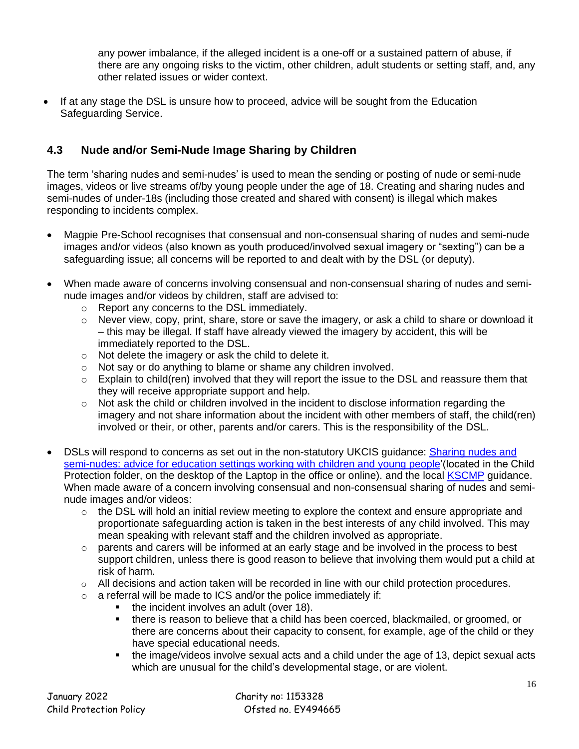any power imbalance, if the alleged incident is a one-off or a sustained pattern of abuse, if there are any ongoing risks to the victim, other children, adult students or setting staff, and, any other related issues or wider context.

- If at any stage the DSL is unsure how to proceed, advice will be sought from the Education Safeguarding Service.

## 4.3 Nude and/or Semi-Nude Image Sharing by Children

The term 'sharing nudes and semi-nudes' is used to mean the sending or posting of nude or semi-nude images, videos or live streams of/by young people under the age of 18. Creating and sharing nudes and semi-nudes of under-18s (including those created and shared with consent) is illegal which makes responding to incidents complex.

- Magpie Pre-School recognises that consensual and non-consensual sharing of nudes and semi-nude images and/or videos (also known as youth produced/involved sexual imagery or "sexting") can be a safeguarding issue; all concerns will be reported to and dealt with by the DSL (or deputy).
- When made aware of concerns involving consensual and non-consensual sharing of nudes and semi-nude images and/or videos by children, staff are advised to:
  - Report any concerns to the DSL immediately.
  - Never view, copy, print, share, store or save the imagery, or ask a child to share or download it – this may be illegal. If staff have already viewed the imagery by accident, this will be immediately reported to the DSL.
  - Not delete the imagery or ask the child to delete it.
  - Not say or do anything to blame or shame any children involved.
  - Explain to child(ren) involved that they will report the issue to the DSL and reassure them that they will receive appropriate support and help.
  - Not ask the child or children involved in the incident to disclose information regarding the imagery and not share information about the incident with other members of staff, the child(ren) involved or their, or other, parents and/or carers. This is the responsibility of the DSL.
- DSLs will respond to concerns as set out in the non-statutory UKCIS guidance: Sharing nudes and semi-nudes: advice for education settings working with children and young people'(located in the Child Protection folder, on the desktop of the Laptop in the office or online). and the local KSCMP guidance. When made aware of a concern involving consensual and non-consensual sharing of nudes and semi-nude images and/or videos:
  - the DSL will hold an initial review meeting to explore the context and ensure appropriate and proportionate safeguarding action is taken in the best interests of any child involved. This may mean speaking with relevant staff and the children involved as appropriate.
  - parents and carers will be informed at an early stage and be involved in the process to best support children, unless there is good reason to believe that involving them would put a child at risk of harm.
  - All decisions and action taken will be recorded in line with our child protection procedures.
  - a referral will be made to ICS and/or the police immediately if:
    - the incident involves an adult (over 18).
    - there is reason to believe that a child has been coerced, blackmailed, or groomed, or there are concerns about their capacity to consent, for example, age of the child or they have special educational needs.
    - the image/videos involve sexual acts and a child under the age of 13, depict sexual acts which are unusual for the child's developmental stage, or are violent.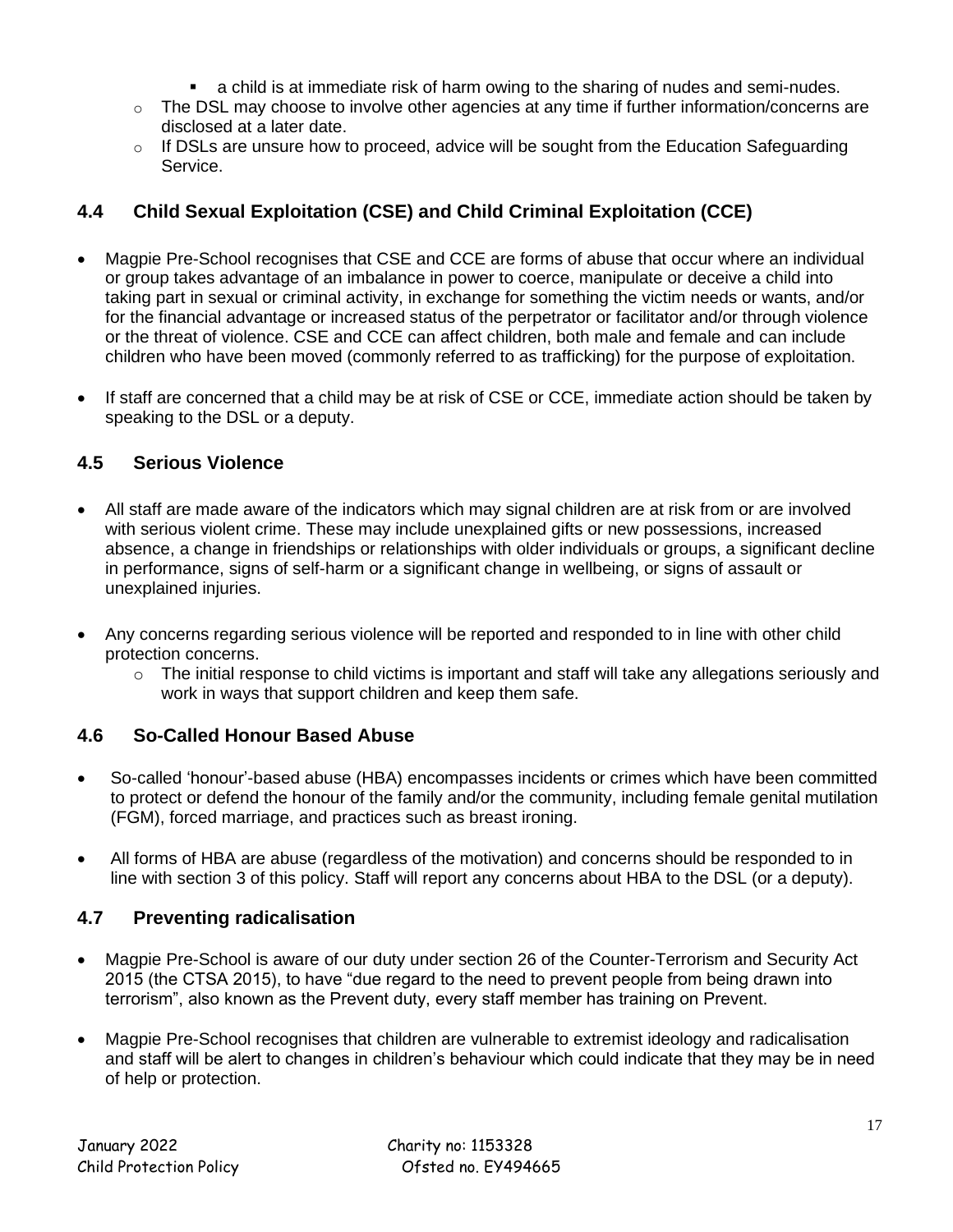- a child is at immediate risk of harm owing to the sharing of nudes and semi-nudes.
  - The DSL may choose to involve other agencies at any time if further information/concerns are disclosed at a later date.
  - If DSLs are unsure how to proceed, advice will be sought from the Education Safeguarding Service.

## 4.4 Child Sexual Exploitation (CSE) and Child Criminal Exploitation (CCE)

- Magpie Pre-School recognises that CSE and CCE are forms of abuse that occur where an individual or group takes advantage of an imbalance in power to coerce, manipulate or deceive a child into taking part in sexual or criminal activity, in exchange for something the victim needs or wants, and/or for the financial advantage or increased status of the perpetrator or facilitator and/or through violence or the threat of violence. CSE and CCE can affect children, both male and female and can include children who have been moved (commonly referred to as trafficking) for the purpose of exploitation.

- If staff are concerned that a child may be at risk of CSE or CCE, immediate action should be taken by speaking to the DSL or a deputy.

## 4.5 Serious Violence

- All staff are made aware of the indicators which may signal children are at risk from or are involved with serious violent crime. These may include unexplained gifts or new possessions, increased absence, a change in friendships or relationships with older individuals or groups, a significant decline in performance, signs of self-harm or a significant change in wellbeing, or signs of assault or unexplained injuries.

- Any concerns regarding serious violence will be reported and responded to in line with other child protection concerns.
  - The initial response to child victims is important and staff will take any allegations seriously and work in ways that support children and keep them safe.

## 4.6 So-Called Honour Based Abuse

- So-called 'honour'-based abuse (HBA) encompasses incidents or crimes which have been committed to protect or defend the honour of the family and/or the community, including female genital mutilation (FGM), forced marriage, and practices such as breast ironing.

- All forms of HBA are abuse (regardless of the motivation) and concerns should be responded to in line with section 3 of this policy. Staff will report any concerns about HBA to the DSL (or a deputy).

## 4.7 Preventing radicalisation

- Magpie Pre-School is aware of our duty under section 26 of the Counter-Terrorism and Security Act 2015 (the CTSA 2015), to have "due regard to the need to prevent people from being drawn into terrorism", also known as the Prevent duty, every staff member has training on Prevent.

- Magpie Pre-School recognises that children are vulnerable to extremist ideology and radicalisation and staff will be alert to changes in children's behaviour which could indicate that they may be in need of help or protection.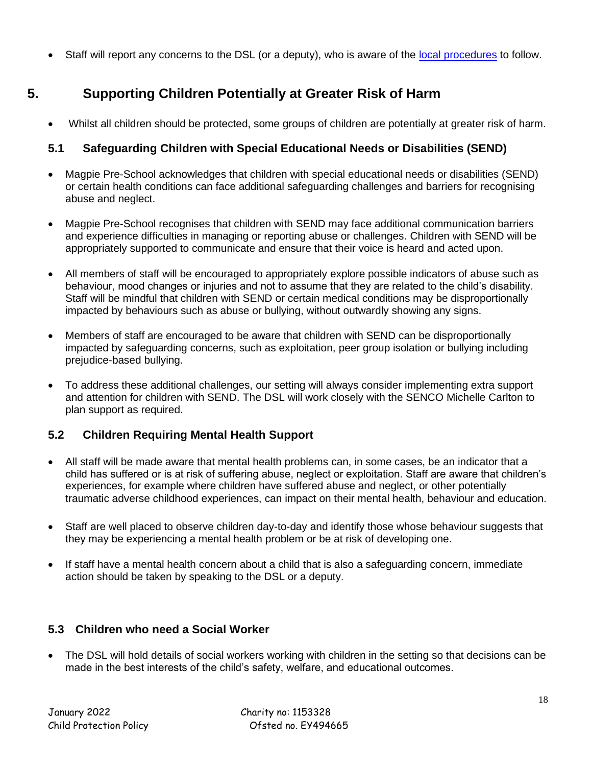- Staff will report any concerns to the DSL (or a deputy), who is aware of the [local procedures] to follow.

## 5. Supporting Children Potentially at Greater Risk of Harm

- Whilst all children should be protected, some groups of children are potentially at greater risk of harm.

### 5.1 Safeguarding Children with Special Educational Needs or Disabilities (SEND)

- Magpie Pre-School acknowledges that children with special educational needs or disabilities (SEND) or certain health conditions can face additional safeguarding challenges and barriers for recognising abuse and neglect.

- Magpie Pre-School recognises that children with SEND may face additional communication barriers and experience difficulties in managing or reporting abuse or challenges. Children with SEND will be appropriately supported to communicate and ensure that their voice is heard and acted upon.

- All members of staff will be encouraged to appropriately explore possible indicators of abuse such as behaviour, mood changes or injuries and not to assume that they are related to the child's disability. Staff will be mindful that children with SEND or certain medical conditions may be disproportionally impacted by behaviours such as abuse or bullying, without outwardly showing any signs.

- Members of staff are encouraged to be aware that children with SEND can be disproportionally impacted by safeguarding concerns, such as exploitation, peer group isolation or bullying including prejudice-based bullying.

- To address these additional challenges, our setting will always consider implementing extra support and attention for children with SEND. The DSL will work closely with the SENCO Michelle Carlton to plan support as required.

### 5.2 Children Requiring Mental Health Support

- All staff will be made aware that mental health problems can, in some cases, be an indicator that a child has suffered or is at risk of suffering abuse, neglect or exploitation. Staff are aware that children's experiences, for example where children have suffered abuse and neglect, or other potentially traumatic adverse childhood experiences, can impact on their mental health, behaviour and education.

- Staff are well placed to observe children day-to-day and identify those whose behaviour suggests that they may be experiencing a mental health problem or be at risk of developing one.

- If staff have a mental health concern about a child that is also a safeguarding concern, immediate action should be taken by speaking to the DSL or a deputy.

### 5.3 Children who need a Social Worker

- The DSL will hold details of social workers working with children in the setting so that decisions can be made in the best interests of the child's safety, welfare, and educational outcomes.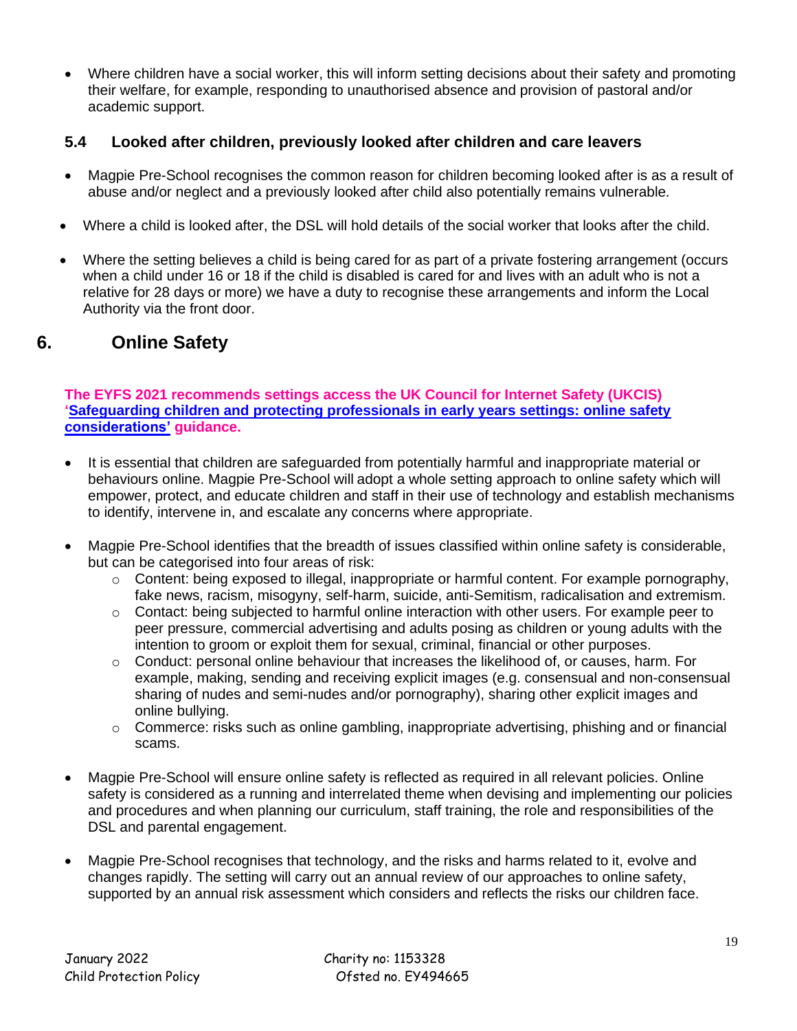- Where children have a social worker, this will inform setting decisions about their safety and promoting their welfare, for example, responding to unauthorised absence and provision of pastoral and/or academic support.

### 5.4 Looked after children, previously looked after children and care leavers

- Magpie Pre-School recognises the common reason for children becoming looked after is as a result of abuse and/or neglect and a previously looked after child also potentially remains vulnerable.
- Where a child is looked after, the DSL will hold details of the social worker that looks after the child.
- Where the setting believes a child is being cared for as part of a private fostering arrangement (occurs when a child under 16 or 18 if the child is disabled is cared for and lives with an adult who is not a relative for 28 days or more) we have a duty to recognise these arrangements and inform the Local Authority via the front door.

## 6. Online Safety

**The EYFS 2021 recommends settings access the UK Council for Internet Safety (UKCIS) '[Safeguarding children and protecting professionals in early years settings: online safety considerations'](#) guidance.**

- It is essential that children are safeguarded from potentially harmful and inappropriate material or behaviours online. Magpie Pre-School will adopt a whole setting approach to online safety which will empower, protect, and educate children and staff in their use of technology and establish mechanisms to identify, intervene in, and escalate any concerns where appropriate.
- Magpie Pre-School identifies that the breadth of issues classified within online safety is considerable, but can be categorised into four areas of risk:
  - Content: being exposed to illegal, inappropriate or harmful content. For example pornography, fake news, racism, misogyny, self-harm, suicide, anti-Semitism, radicalisation and extremism.
  - Contact: being subjected to harmful online interaction with other users. For example peer to peer pressure, commercial advertising and adults posing as children or young adults with the intention to groom or exploit them for sexual, criminal, financial or other purposes.
  - Conduct: personal online behaviour that increases the likelihood of, or causes, harm. For example, making, sending and receiving explicit images (e.g. consensual and non-consensual sharing of nudes and semi-nudes and/or pornography), sharing other explicit images and online bullying.
  - Commerce: risks such as online gambling, inappropriate advertising, phishing and or financial scams.
- Magpie Pre-School will ensure online safety is reflected as required in all relevant policies. Online safety is considered as a running and interrelated theme when devising and implementing our policies and procedures and when planning our curriculum, staff training, the role and responsibilities of the DSL and parental engagement.
- Magpie Pre-School recognises that technology, and the risks and harms related to it, evolve and changes rapidly. The setting will carry out an annual review of our approaches to online safety, supported by an annual risk assessment which considers and reflects the risks our children face.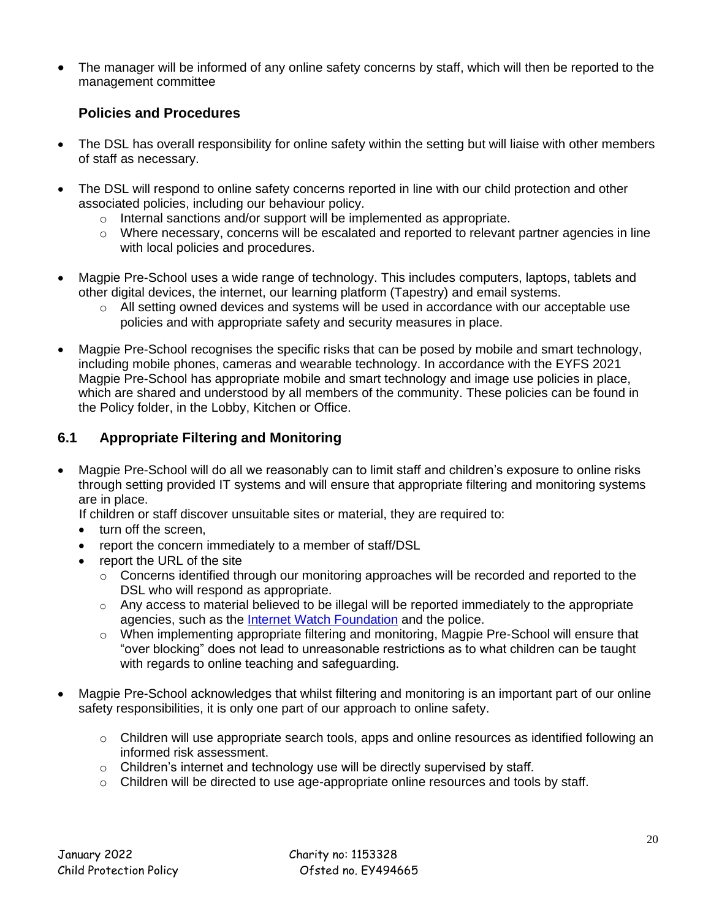- The manager will be informed of any online safety concerns by staff, which will then be reported to the management committee

**Policies and Procedures**

- The DSL has overall responsibility for online safety within the setting but will liaise with other members of staff as necessary.

- The DSL will respond to online safety concerns reported in line with our child protection and other associated policies, including our behaviour policy.
    - Internal sanctions and/or support will be implemented as appropriate.
    - Where necessary, concerns will be escalated and reported to relevant partner agencies in line with local policies and procedures.

- Magpie Pre-School uses a wide range of technology. This includes computers, laptops, tablets and other digital devices, the internet, our learning platform (Tapestry) and email systems.
    - All setting owned devices and systems will be used in accordance with our acceptable use policies and with appropriate safety and security measures in place.

- Magpie Pre-School recognises the specific risks that can be posed by mobile and smart technology, including mobile phones, cameras and wearable technology. In accordance with the EYFS 2021 Magpie Pre-School has appropriate mobile and smart technology and image use policies in place, which are shared and understood by all members of the community. These policies can be found in the Policy folder, in the Lobby, Kitchen or Office.

## 6.1 Appropriate Filtering and Monitoring

- Magpie Pre-School will do all we reasonably can to limit staff and children's exposure to online risks through setting provided IT systems and will ensure that appropriate filtering and monitoring systems are in place.

  If children or staff discover unsuitable sites or material, they are required to:
    - turn off the screen,
    - report the concern immediately to a member of staff/DSL
    - report the URL of the site
        - Concerns identified through our monitoring approaches will be recorded and reported to the DSL who will respond as appropriate.
        - Any access to material believed to be illegal will be reported immediately to the appropriate agencies, such as the Internet Watch Foundation and the police.
        - When implementing appropriate filtering and monitoring, Magpie Pre-School will ensure that "over blocking" does not lead to unreasonable restrictions as to what children can be taught with regards to online teaching and safeguarding.

- Magpie Pre-School acknowledges that whilst filtering and monitoring is an important part of our online safety responsibilities, it is only one part of our approach to online safety.
    - Children will use appropriate search tools, apps and online resources as identified following an informed risk assessment.
    - Children's internet and technology use will be directly supervised by staff.
    - Children will be directed to use age-appropriate online resources and tools by staff.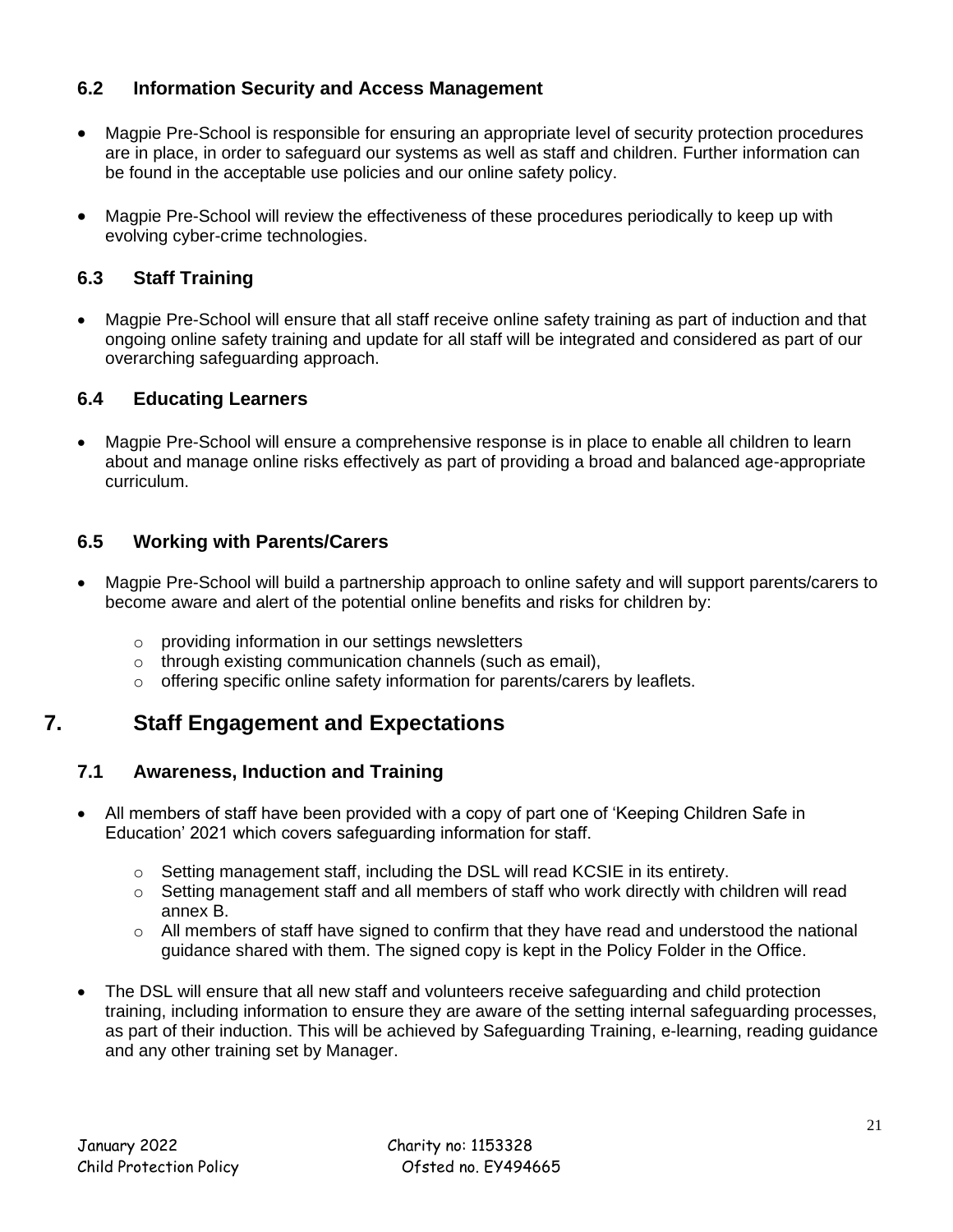### 6.2 Information Security and Access Management

- Magpie Pre-School is responsible for ensuring an appropriate level of security protection procedures are in place, in order to safeguard our systems as well as staff and children. Further information can be found in the acceptable use policies and our online safety policy.
- Magpie Pre-School will review the effectiveness of these procedures periodically to keep up with evolving cyber-crime technologies.

### 6.3 Staff Training

- Magpie Pre-School will ensure that all staff receive online safety training as part of induction and that ongoing online safety training and update for all staff will be integrated and considered as part of our overarching safeguarding approach.

### 6.4 Educating Learners

- Magpie Pre-School will ensure a comprehensive response is in place to enable all children to learn about and manage online risks effectively as part of providing a broad and balanced age-appropriate curriculum.

### 6.5 Working with Parents/Carers

- Magpie Pre-School will build a partnership approach to online safety and will support parents/carers to become aware and alert of the potential online benefits and risks for children by:
  - providing information in our settings newsletters
  - through existing communication channels (such as email),
  - offering specific online safety information for parents/carers by leaflets.

## 7. Staff Engagement and Expectations

### 7.1 Awareness, Induction and Training

- All members of staff have been provided with a copy of part one of 'Keeping Children Safe in Education' 2021 which covers safeguarding information for staff.
  - Setting management staff, including the DSL will read KCSIE in its entirety.
  - Setting management staff and all members of staff who work directly with children will read annex B.
  - All members of staff have signed to confirm that they have read and understood the national guidance shared with them. The signed copy is kept in the Policy Folder in the Office.
- The DSL will ensure that all new staff and volunteers receive safeguarding and child protection training, including information to ensure they are aware of the setting internal safeguarding processes, as part of their induction. This will be achieved by Safeguarding Training, e-learning, reading guidance and any other training set by Manager.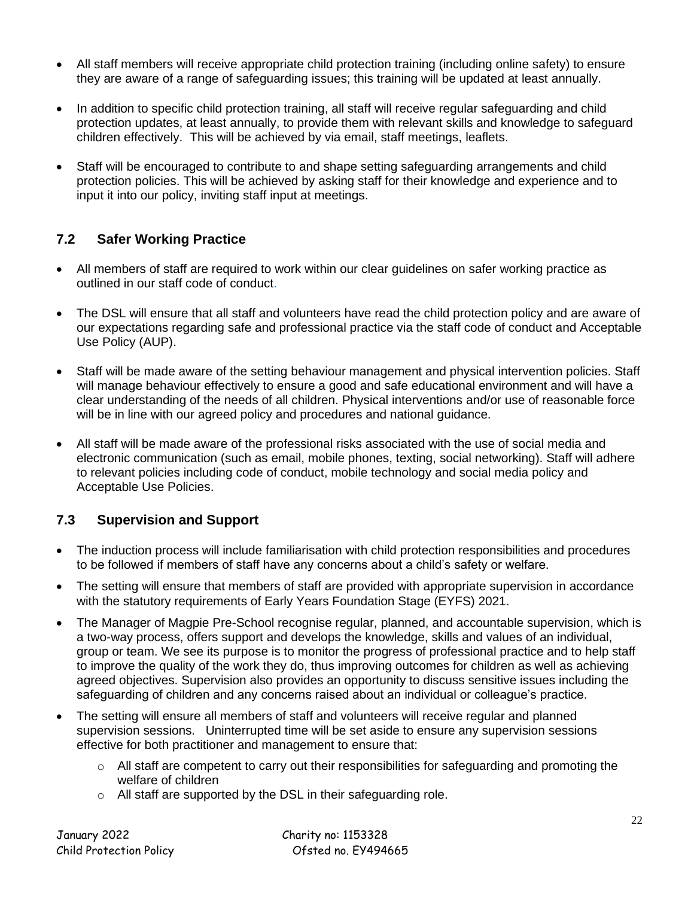- All staff members will receive appropriate child protection training (including online safety) to ensure they are aware of a range of safeguarding issues; this training will be updated at least annually.

- In addition to specific child protection training, all staff will receive regular safeguarding and child protection updates, at least annually, to provide them with relevant skills and knowledge to safeguard children effectively. This will be achieved by via email, staff meetings, leaflets.

- Staff will be encouraged to contribute to and shape setting safeguarding arrangements and child protection policies. This will be achieved by asking staff for their knowledge and experience and to input it into our policy, inviting staff input at meetings.

## 7.2 Safer Working Practice

- All members of staff are required to work within our clear guidelines on safer working practice as outlined in our staff code of conduct.

- The DSL will ensure that all staff and volunteers have read the child protection policy and are aware of our expectations regarding safe and professional practice via the staff code of conduct and Acceptable Use Policy (AUP).

- Staff will be made aware of the setting behaviour management and physical intervention policies. Staff will manage behaviour effectively to ensure a good and safe educational environment and will have a clear understanding of the needs of all children. Physical interventions and/or use of reasonable force will be in line with our agreed policy and procedures and national guidance.

- All staff will be made aware of the professional risks associated with the use of social media and electronic communication (such as email, mobile phones, texting, social networking). Staff will adhere to relevant policies including code of conduct, mobile technology and social media policy and Acceptable Use Policies.

## 7.3 Supervision and Support

- The induction process will include familiarisation with child protection responsibilities and procedures to be followed if members of staff have any concerns about a child's safety or welfare.
- The setting will ensure that members of staff are provided with appropriate supervision in accordance with the statutory requirements of Early Years Foundation Stage (EYFS) 2021.
- The Manager of Magpie Pre-School recognise regular, planned, and accountable supervision, which is a two-way process, offers support and develops the knowledge, skills and values of an individual, group or team. We see its purpose is to monitor the progress of professional practice and to help staff to improve the quality of the work they do, thus improving outcomes for children as well as achieving agreed objectives. Supervision also provides an opportunity to discuss sensitive issues including the safeguarding of children and any concerns raised about an individual or colleague's practice.
- The setting will ensure all members of staff and volunteers will receive regular and planned supervision sessions. Uninterrupted time will be set aside to ensure any supervision sessions effective for both practitioner and management to ensure that:
  - All staff are competent to carry out their responsibilities for safeguarding and promoting the welfare of children
  - All staff are supported by the DSL in their safeguarding role.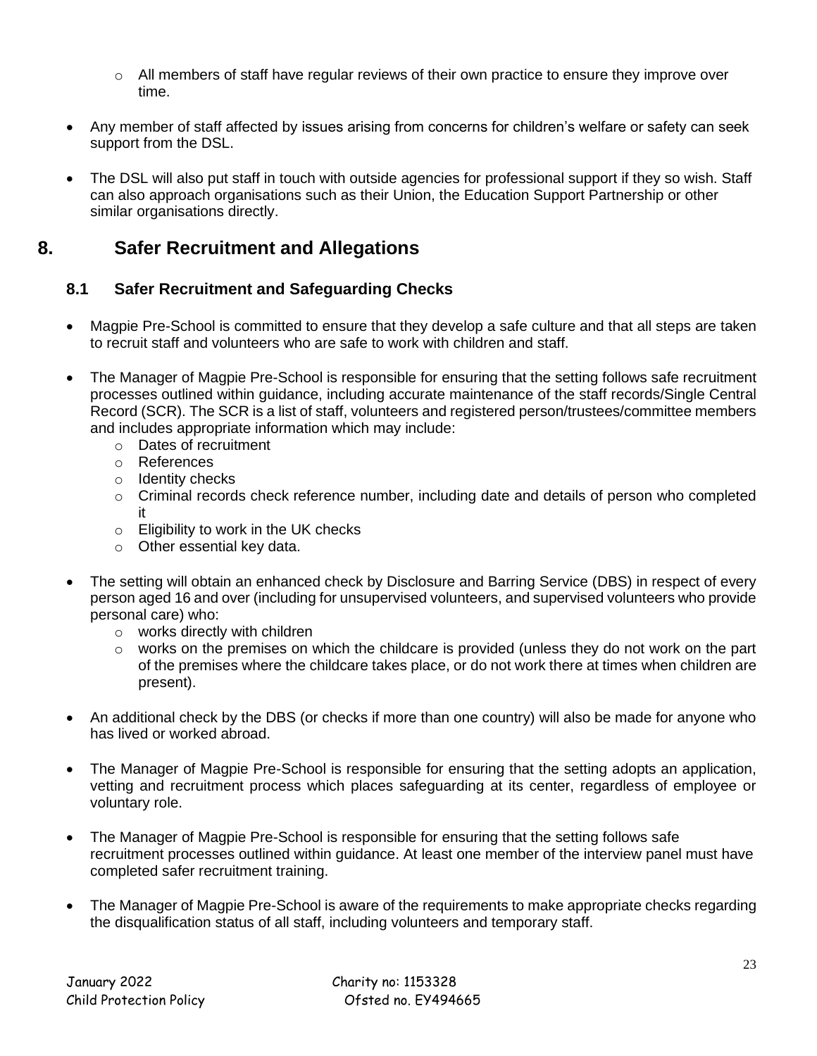- All members of staff have regular reviews of their own practice to ensure they improve over time.

- Any member of staff affected by issues arising from concerns for children's welfare or safety can seek support from the DSL.

- The DSL will also put staff in touch with outside agencies for professional support if they so wish. Staff can also approach organisations such as their Union, the Education Support Partnership or other similar organisations directly.

# 8. Safer Recruitment and Allegations

## 8.1 Safer Recruitment and Safeguarding Checks

- Magpie Pre-School is committed to ensure that they develop a safe culture and that all steps are taken to recruit staff and volunteers who are safe to work with children and staff.

- The Manager of Magpie Pre-School is responsible for ensuring that the setting follows safe recruitment processes outlined within guidance, including accurate maintenance of the staff records/Single Central Record (SCR). The SCR is a list of staff, volunteers and registered person/trustees/committee members and includes appropriate information which may include:
  - Dates of recruitment
  - References
  - Identity checks
  - Criminal records check reference number, including date and details of person who completed it
  - Eligibility to work in the UK checks
  - Other essential key data.

- The setting will obtain an enhanced check by Disclosure and Barring Service (DBS) in respect of every person aged 16 and over (including for unsupervised volunteers, and supervised volunteers who provide personal care) who:
  - works directly with children
  - works on the premises on which the childcare is provided (unless they do not work on the part of the premises where the childcare takes place, or do not work there at times when children are present).

- An additional check by the DBS (or checks if more than one country) will also be made for anyone who has lived or worked abroad.

- The Manager of Magpie Pre-School is responsible for ensuring that the setting adopts an application, vetting and recruitment process which places safeguarding at its center, regardless of employee or voluntary role.

- The Manager of Magpie Pre-School is responsible for ensuring that the setting follows safe recruitment processes outlined within guidance. At least one member of the interview panel must have completed safer recruitment training.

- The Manager of Magpie Pre-School is aware of the requirements to make appropriate checks regarding the disqualification status of all staff, including volunteers and temporary staff.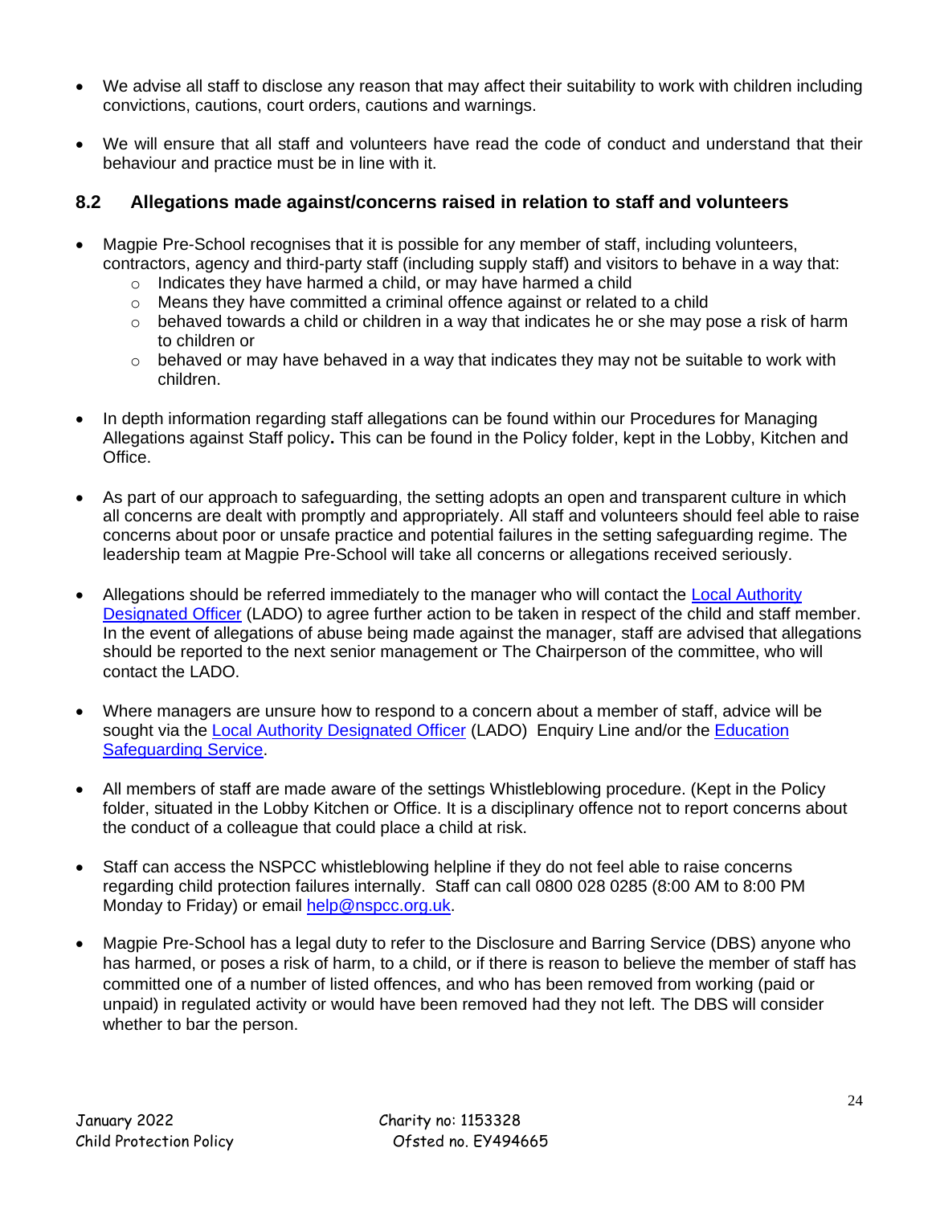- We advise all staff to disclose any reason that may affect their suitability to work with children including convictions, cautions, court orders, cautions and warnings.

- We will ensure that all staff and volunteers have read the code of conduct and understand that their behaviour and practice must be in line with it.

## 8.2 Allegations made against/concerns raised in relation to staff and volunteers

- Magpie Pre-School recognises that it is possible for any member of staff, including volunteers, contractors, agency and third-party staff (including supply staff) and visitors to behave in a way that:
    - Indicates they have harmed a child, or may have harmed a child
    - Means they have committed a criminal offence against or related to a child
    - behaved towards a child or children in a way that indicates he or she may pose a risk of harm to children or
    - behaved or may have behaved in a way that indicates they may not be suitable to work with children.

- In depth information regarding staff allegations can be found within our Procedures for Managing Allegations against Staff policy**.** This can be found in the Policy folder, kept in the Lobby, Kitchen and Office.

- As part of our approach to safeguarding, the setting adopts an open and transparent culture in which all concerns are dealt with promptly and appropriately. All staff and volunteers should feel able to raise concerns about poor or unsafe practice and potential failures in the setting safeguarding regime. The leadership team at Magpie Pre-School will take all concerns or allegations received seriously.

- Allegations should be referred immediately to the manager who will contact the Local Authority Designated Officer (LADO) to agree further action to be taken in respect of the child and staff member. In the event of allegations of abuse being made against the manager, staff are advised that allegations should be reported to the next senior management or The Chairperson of the committee, who will contact the LADO.

- Where managers are unsure how to respond to a concern about a member of staff, advice will be sought via the Local Authority Designated Officer (LADO) Enquiry Line and/or the Education Safeguarding Service.

- All members of staff are made aware of the settings Whistleblowing procedure. (Kept in the Policy folder, situated in the Lobby Kitchen or Office. It is a disciplinary offence not to report concerns about the conduct of a colleague that could place a child at risk.

- Staff can access the NSPCC whistleblowing helpline if they do not feel able to raise concerns regarding child protection failures internally. Staff can call 0800 028 0285 (8:00 AM to 8:00 PM Monday to Friday) or email help@nspcc.org.uk.

- Magpie Pre-School has a legal duty to refer to the Disclosure and Barring Service (DBS) anyone who has harmed, or poses a risk of harm, to a child, or if there is reason to believe the member of staff has committed one of a number of listed offences, and who has been removed from working (paid or unpaid) in regulated activity or would have been removed had they not left. The DBS will consider whether to bar the person.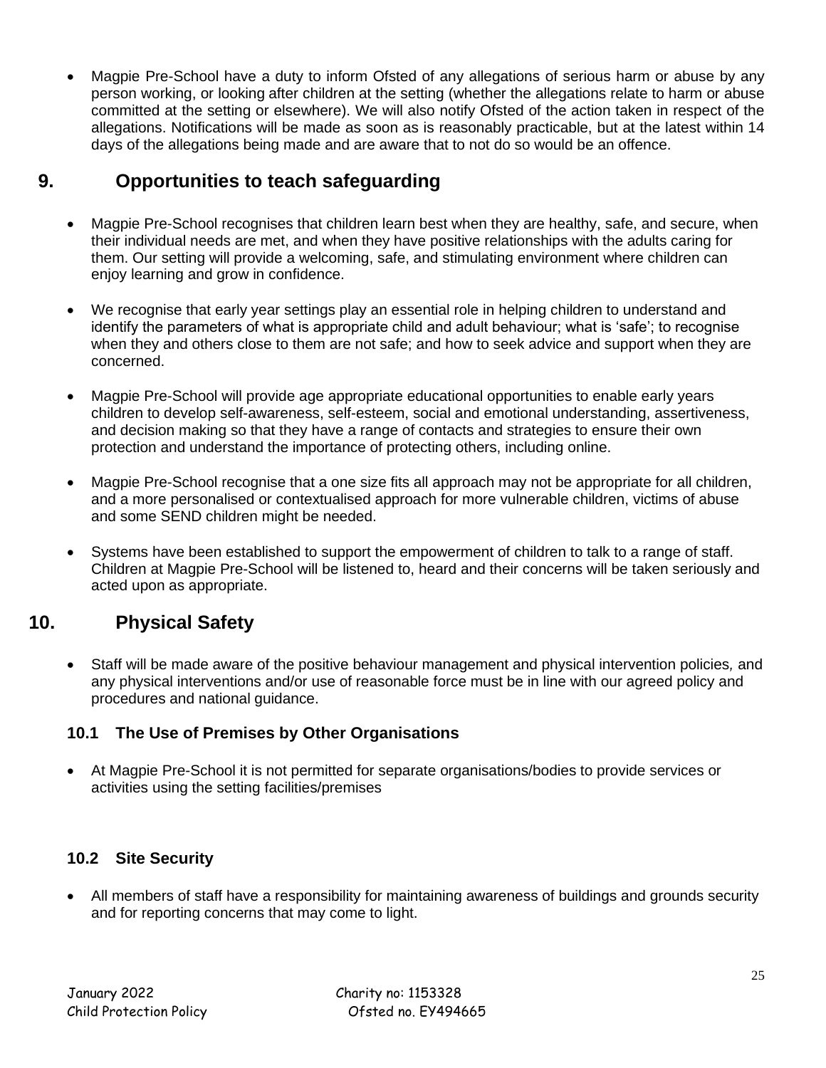- Magpie Pre-School have a duty to inform Ofsted of any allegations of serious harm or abuse by any person working, or looking after children at the setting (whether the allegations relate to harm or abuse committed at the setting or elsewhere). We will also notify Ofsted of the action taken in respect of the allegations. Notifications will be made as soon as is reasonably practicable, but at the latest within 14 days of the allegations being made and are aware that to not do so would be an offence.

## 9. Opportunities to teach safeguarding

- Magpie Pre-School recognises that children learn best when they are healthy, safe, and secure, when their individual needs are met, and when they have positive relationships with the adults caring for them. Our setting will provide a welcoming, safe, and stimulating environment where children can enjoy learning and grow in confidence.

- We recognise that early year settings play an essential role in helping children to understand and identify the parameters of what is appropriate child and adult behaviour; what is 'safe'; to recognise when they and others close to them are not safe; and how to seek advice and support when they are concerned.

- Magpie Pre-School will provide age appropriate educational opportunities to enable early years children to develop self-awareness, self-esteem, social and emotional understanding, assertiveness, and decision making so that they have a range of contacts and strategies to ensure their own protection and understand the importance of protecting others, including online.

- Magpie Pre-School recognise that a one size fits all approach may not be appropriate for all children, and a more personalised or contextualised approach for more vulnerable children, victims of abuse and some SEND children might be needed.

- Systems have been established to support the empowerment of children to talk to a range of staff. Children at Magpie Pre-School will be listened to, heard and their concerns will be taken seriously and acted upon as appropriate.

## 10. Physical Safety

- Staff will be made aware of the positive behaviour management and physical intervention policies*,* and any physical interventions and/or use of reasonable force must be in line with our agreed policy and procedures and national guidance.

### 10.1 The Use of Premises by Other Organisations

- At Magpie Pre-School it is not permitted for separate organisations/bodies to provide services or activities using the setting facilities/premises

### 10.2 Site Security

- All members of staff have a responsibility for maintaining awareness of buildings and grounds security and for reporting concerns that may come to light.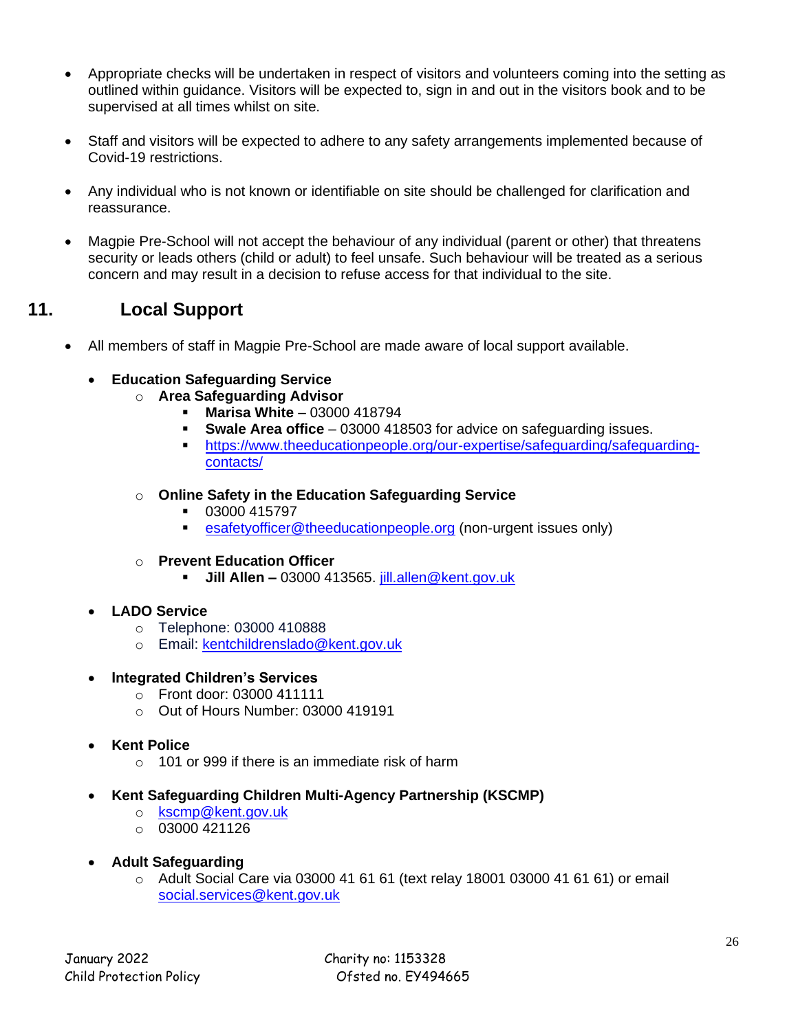- Appropriate checks will be undertaken in respect of visitors and volunteers coming into the setting as outlined within guidance. Visitors will be expected to, sign in and out in the visitors book and to be supervised at all times whilst on site.

- Staff and visitors will be expected to adhere to any safety arrangements implemented because of Covid-19 restrictions.

- Any individual who is not known or identifiable on site should be challenged for clarification and reassurance.

- Magpie Pre-School will not accept the behaviour of any individual (parent or other) that threatens security or leads others (child or adult) to feel unsafe. Such behaviour will be treated as a serious concern and may result in a decision to refuse access for that individual to the site.

## 11. Local Support

- All members of staff in Magpie Pre-School are made aware of local support available.

  - **Education Safeguarding Service**
    - **Area Safeguarding Advisor**
      - **Marisa White** – 03000 418794
      - **Swale Area office** – 03000 418503 for advice on safeguarding issues.
      - https://www.theeducationpeople.org/our-expertise/safeguarding/safeguarding-contacts/
    - **Online Safety in the Education Safeguarding Service**
      - 03000 415797
      - esafetyofficer@theeducationpeople.org (non-urgent issues only)
    - **Prevent Education Officer**
      - **Jill Allen –** 03000 413565. jill.allen@kent.gov.uk

  - **LADO Service**
    - Telephone: 03000 410888
    - Email: kentchildrenslado@kent.gov.uk

  - **Integrated Children's Services**
    - Front door: 03000 411111
    - Out of Hours Number: 03000 419191

  - **Kent Police**
    - 101 or 999 if there is an immediate risk of harm

  - **Kent Safeguarding Children Multi-Agency Partnership (KSCMP)**
    - kscmp@kent.gov.uk
    - 03000 421126

  - **Adult Safeguarding**
    - Adult Social Care via 03000 41 61 61 (text relay 18001 03000 41 61 61) or email social.services@kent.gov.uk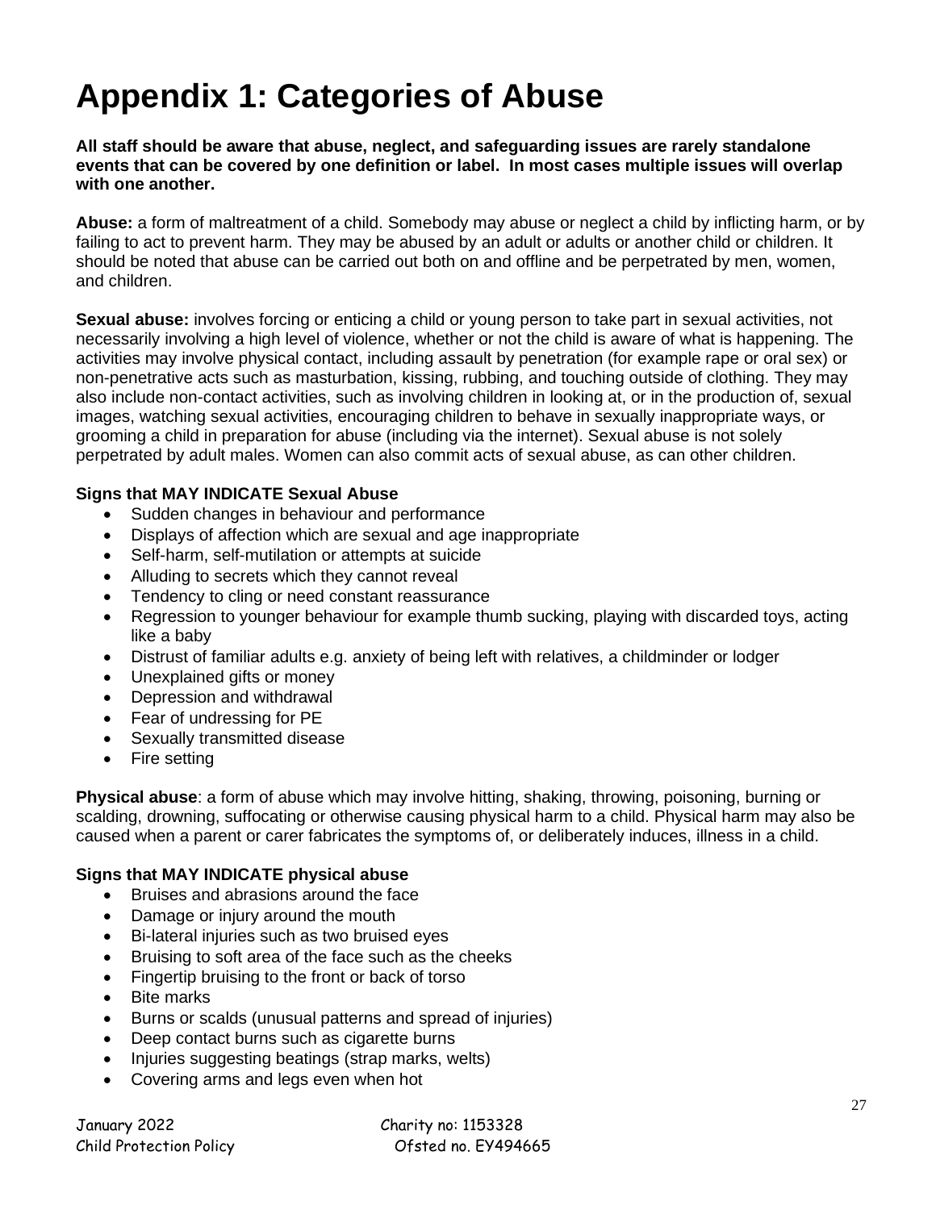# Appendix 1: Categories of Abuse

**All staff should be aware that abuse, neglect, and safeguarding issues are rarely standalone events that can be covered by one definition or label. In most cases multiple issues will overlap with one another.**

**Abuse:** a form of maltreatment of a child. Somebody may abuse or neglect a child by inflicting harm, or by failing to act to prevent harm. They may be abused by an adult or adults or another child or children. It should be noted that abuse can be carried out both on and offline and be perpetrated by men, women, and children.

**Sexual abuse:** involves forcing or enticing a child or young person to take part in sexual activities, not necessarily involving a high level of violence, whether or not the child is aware of what is happening. The activities may involve physical contact, including assault by penetration (for example rape or oral sex) or non-penetrative acts such as masturbation, kissing, rubbing, and touching outside of clothing. They may also include non-contact activities, such as involving children in looking at, or in the production of, sexual images, watching sexual activities, encouraging children to behave in sexually inappropriate ways, or grooming a child in preparation for abuse (including via the internet). Sexual abuse is not solely perpetrated by adult males. Women can also commit acts of sexual abuse, as can other children.

**Signs that MAY INDICATE Sexual Abuse**

- Sudden changes in behaviour and performance
- Displays of affection which are sexual and age inappropriate
- Self-harm, self-mutilation or attempts at suicide
- Alluding to secrets which they cannot reveal
- Tendency to cling or need constant reassurance
- Regression to younger behaviour for example thumb sucking, playing with discarded toys, acting like a baby
- Distrust of familiar adults e.g. anxiety of being left with relatives, a childminder or lodger
- Unexplained gifts or money
- Depression and withdrawal
- Fear of undressing for PE
- Sexually transmitted disease
- Fire setting

**Physical abuse**: a form of abuse which may involve hitting, shaking, throwing, poisoning, burning or scalding, drowning, suffocating or otherwise causing physical harm to a child. Physical harm may also be caused when a parent or carer fabricates the symptoms of, or deliberately induces, illness in a child.

**Signs that MAY INDICATE physical abuse**

- Bruises and abrasions around the face
- Damage or injury around the mouth
- Bi-lateral injuries such as two bruised eyes
- Bruising to soft area of the face such as the cheeks
- Fingertip bruising to the front or back of torso
- Bite marks
- Burns or scalds (unusual patterns and spread of injuries)
- Deep contact burns such as cigarette burns
- Injuries suggesting beatings (strap marks, welts)
- Covering arms and legs even when hot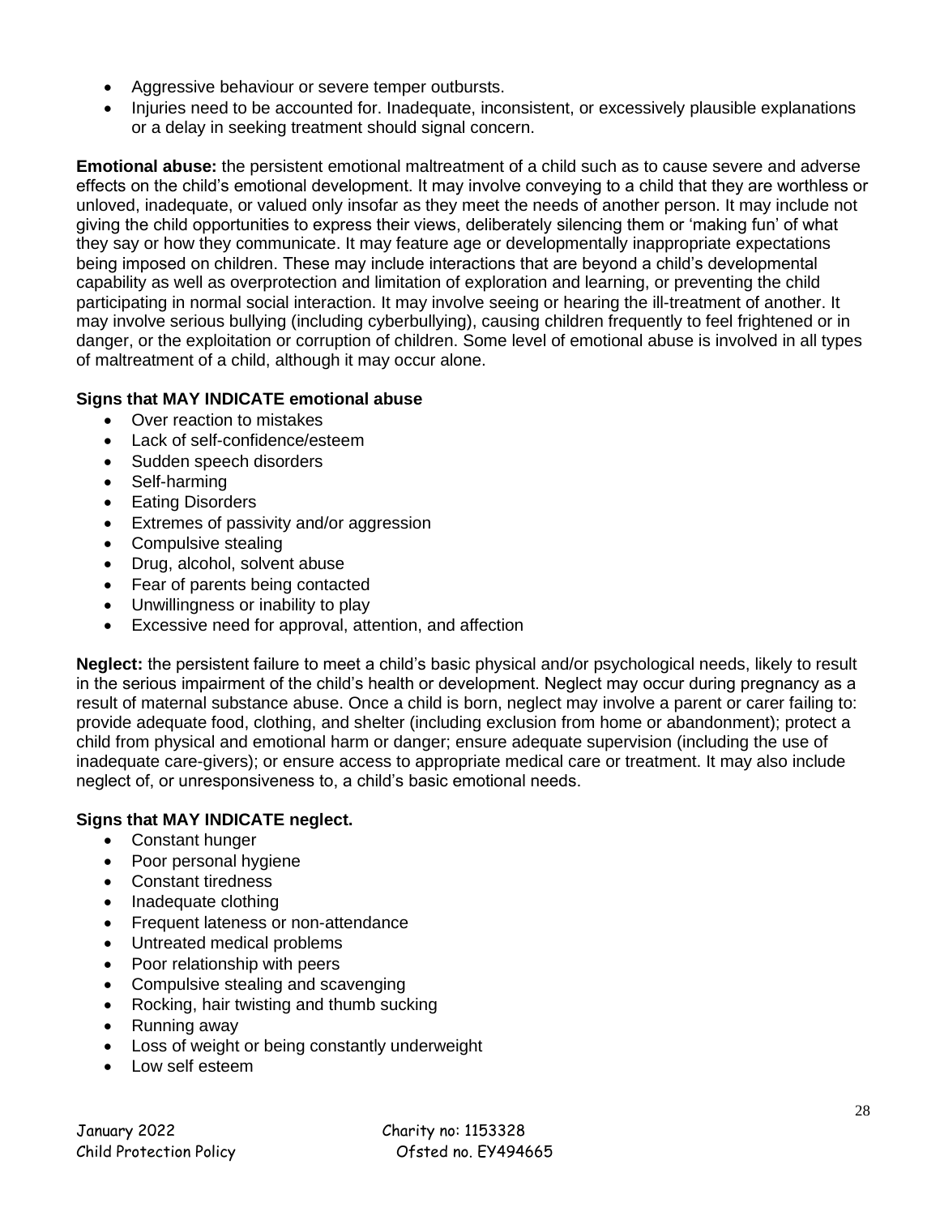- Aggressive behaviour or severe temper outbursts.
- Injuries need to be accounted for. Inadequate, inconsistent, or excessively plausible explanations or a delay in seeking treatment should signal concern.

**Emotional abuse:** the persistent emotional maltreatment of a child such as to cause severe and adverse effects on the child's emotional development. It may involve conveying to a child that they are worthless or unloved, inadequate, or valued only insofar as they meet the needs of another person. It may include not giving the child opportunities to express their views, deliberately silencing them or 'making fun' of what they say or how they communicate. It may feature age or developmentally inappropriate expectations being imposed on children. These may include interactions that are beyond a child's developmental capability as well as overprotection and limitation of exploration and learning, or preventing the child participating in normal social interaction. It may involve seeing or hearing the ill-treatment of another. It may involve serious bullying (including cyberbullying), causing children frequently to feel frightened or in danger, or the exploitation or corruption of children. Some level of emotional abuse is involved in all types of maltreatment of a child, although it may occur alone.

**Signs that MAY INDICATE emotional abuse**

- Over reaction to mistakes
- Lack of self-confidence/esteem
- Sudden speech disorders
- Self-harming
- Eating Disorders
- Extremes of passivity and/or aggression
- Compulsive stealing
- Drug, alcohol, solvent abuse
- Fear of parents being contacted
- Unwillingness or inability to play
- Excessive need for approval, attention, and affection

**Neglect:** the persistent failure to meet a child's basic physical and/or psychological needs, likely to result in the serious impairment of the child's health or development. Neglect may occur during pregnancy as a result of maternal substance abuse. Once a child is born, neglect may involve a parent or carer failing to: provide adequate food, clothing, and shelter (including exclusion from home or abandonment); protect a child from physical and emotional harm or danger; ensure adequate supervision (including the use of inadequate care-givers); or ensure access to appropriate medical care or treatment. It may also include neglect of, or unresponsiveness to, a child's basic emotional needs.

**Signs that MAY INDICATE neglect.**

- Constant hunger
- Poor personal hygiene
- Constant tiredness
- Inadequate clothing
- Frequent lateness or non-attendance
- Untreated medical problems
- Poor relationship with peers
- Compulsive stealing and scavenging
- Rocking, hair twisting and thumb sucking
- Running away
- Loss of weight or being constantly underweight
- Low self esteem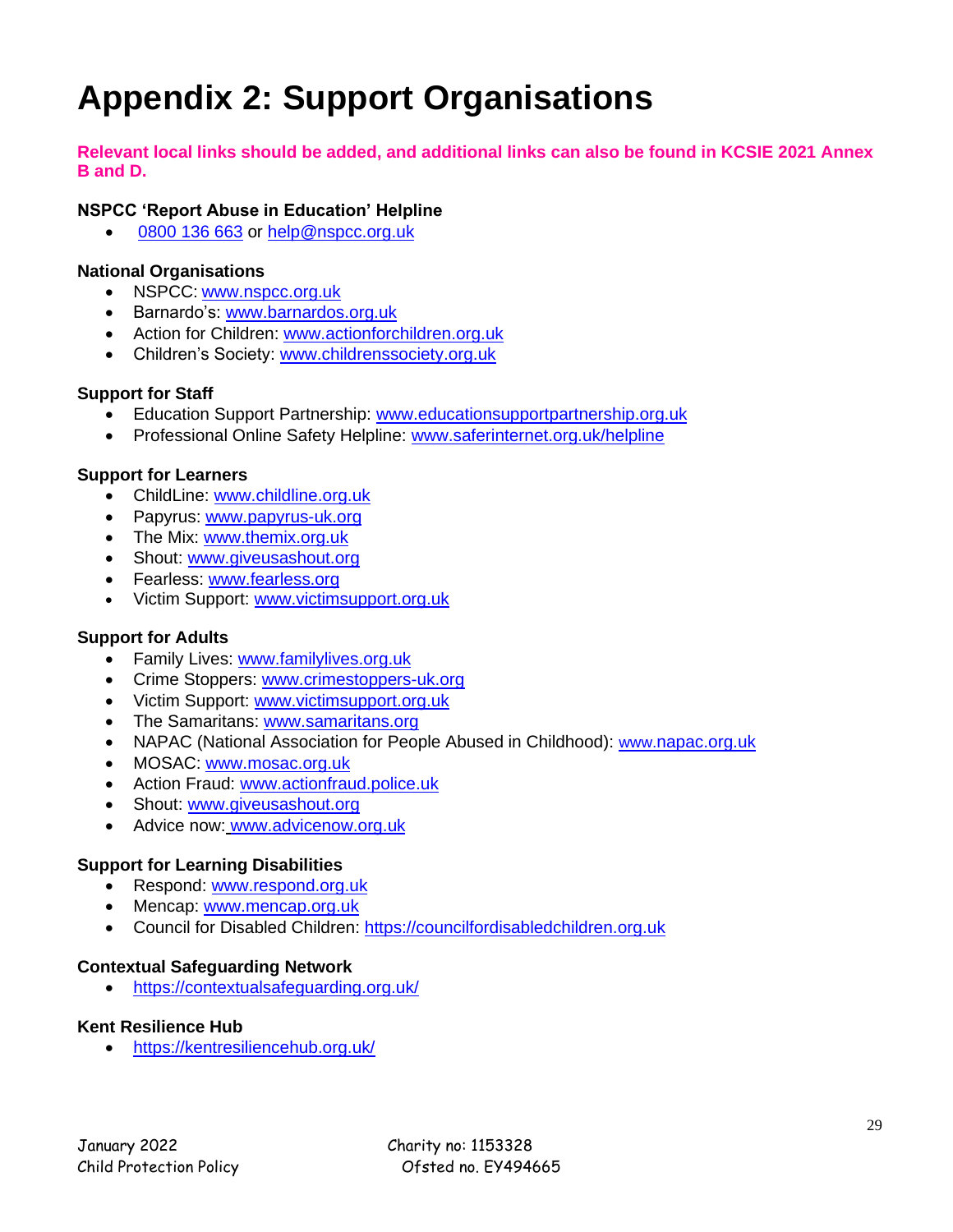# Appendix 2: Support Organisations

**Relevant local links should be added, and additional links can also be found in KCSIE 2021 Annex B and D.**

**NSPCC 'Report Abuse in Education' Helpline**

- 0800 136 663 or help@nspcc.org.uk

**National Organisations**

- NSPCC: www.nspcc.org.uk
- Barnardo's: www.barnardos.org.uk
- Action for Children: www.actionforchildren.org.uk
- Children's Society: www.childrenssociety.org.uk

**Support for Staff**

- Education Support Partnership: www.educationsupportpartnership.org.uk
- Professional Online Safety Helpline: www.saferinternet.org.uk/helpline

**Support for Learners**

- ChildLine: www.childline.org.uk
- Papyrus: www.papyrus-uk.org
- The Mix: www.themix.org.uk
- Shout: www.giveusashout.org
- Fearless: www.fearless.org
- Victim Support: www.victimsupport.org.uk

**Support for Adults**

- Family Lives: www.familylives.org.uk
- Crime Stoppers: www.crimestoppers-uk.org
- Victim Support: www.victimsupport.org.uk
- The Samaritans: www.samaritans.org
- NAPAC (National Association for People Abused in Childhood): www.napac.org.uk
- MOSAC: www.mosac.org.uk
- Action Fraud: www.actionfraud.police.uk
- Shout: www.giveusashout.org
- Advice now: www.advicenow.org.uk

**Support for Learning Disabilities**

- Respond: www.respond.org.uk
- Mencap: www.mencap.org.uk
- Council for Disabled Children: https://councilfordisabledchildren.org.uk

**Contextual Safeguarding Network**

- https://contextualsafeguarding.org.uk/

**Kent Resilience Hub**

- https://kentresiliencehub.org.uk/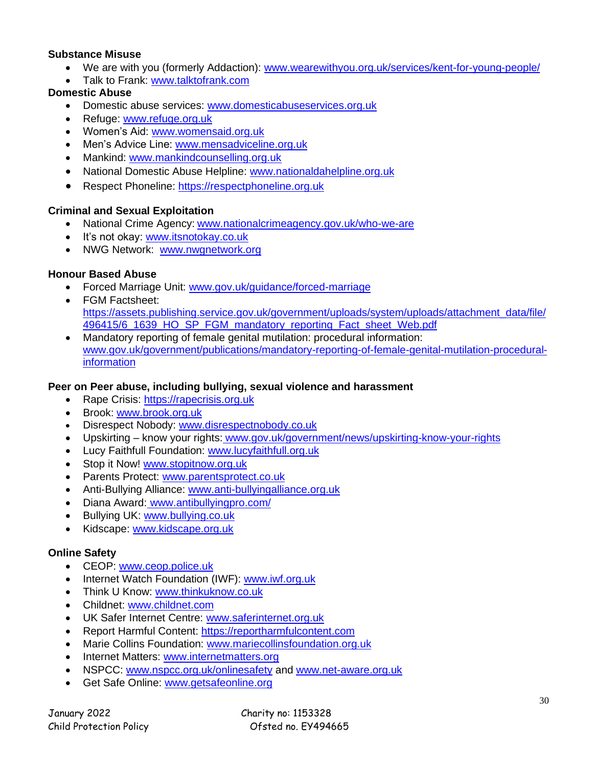**Substance Misuse**

- We are with you (formerly Addaction): www.wearewithyou.org.uk/services/kent-for-young-people/
- Talk to Frank: www.talktofrank.com

**Domestic Abuse**

- Domestic abuse services: www.domesticabuseservices.org.uk
- Refuge: www.refuge.org.uk
- Women's Aid: www.womensaid.org.uk
- Men's Advice Line: www.mensadviceline.org.uk
- Mankind: www.mankindcounselling.org.uk
- National Domestic Abuse Helpline: www.nationaldahelpline.org.uk
- Respect Phoneline: https://respectphoneline.org.uk

**Criminal and Sexual Exploitation**

- National Crime Agency: www.nationalcrimeagency.gov.uk/who-we-are
- It's not okay: www.itsnotokay.co.uk
- NWG Network: www.nwgnetwork.org

**Honour Based Abuse**

- Forced Marriage Unit: www.gov.uk/guidance/forced-marriage
- FGM Factsheet: https://assets.publishing.service.gov.uk/government/uploads/system/uploads/attachment_data/file/496415/6_1639_HO_SP_FGM_mandatory_reporting_Fact_sheet_Web.pdf
- Mandatory reporting of female genital mutilation: procedural information: www.gov.uk/government/publications/mandatory-reporting-of-female-genital-mutilation-procedural-information

**Peer on Peer abuse, including bullying, sexual violence and harassment**

- Rape Crisis: https://rapecrisis.org.uk
- Brook: www.brook.org.uk
- Disrespect Nobody: www.disrespectnobody.co.uk
- Upskirting – know your rights: www.gov.uk/government/news/upskirting-know-your-rights
- Lucy Faithfull Foundation: www.lucyfaithfull.org.uk
- Stop it Now! www.stopitnow.org.uk
- Parents Protect: www.parentsprotect.co.uk
- Anti-Bullying Alliance: www.anti-bullyingalliance.org.uk
- Diana Award: www.antibullyingpro.com/
- Bullying UK: www.bullying.co.uk
- Kidscape: www.kidscape.org.uk

**Online Safety**

- CEOP: www.ceop.police.uk
- Internet Watch Foundation (IWF): www.iwf.org.uk
- Think U Know: www.thinkuknow.co.uk
- Childnet: www.childnet.com
- UK Safer Internet Centre: www.saferinternet.org.uk
- Report Harmful Content: https://reportharmfulcontent.com
- Marie Collins Foundation: www.mariecollinsfoundation.org.uk
- Internet Matters: www.internetmatters.org
- NSPCC: www.nspcc.org.uk/onlinesafety and www.net-aware.org.uk
- Get Safe Online: www.getsafeonline.org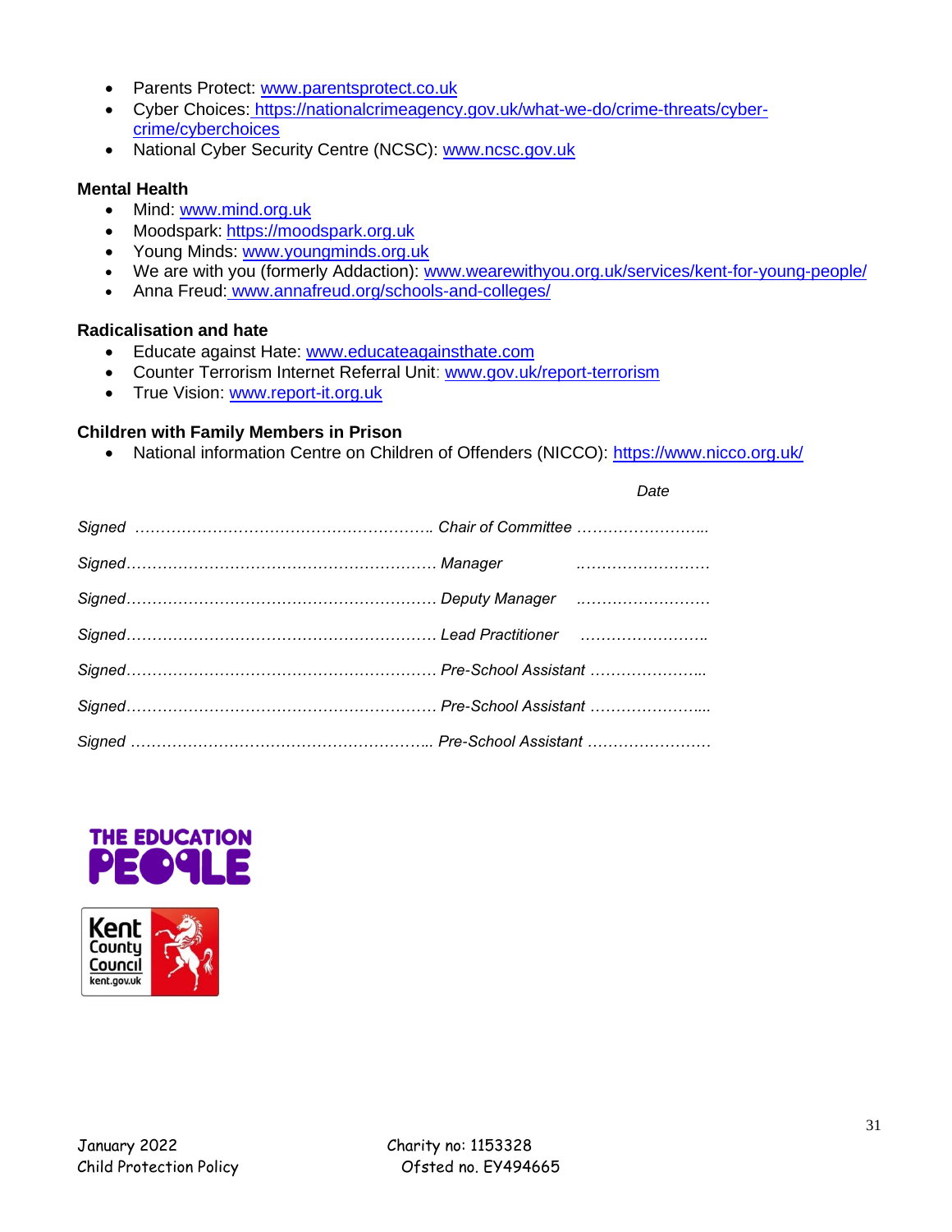- Parents Protect: www.parentsprotect.co.uk
- Cyber Choices: https://nationalcrimeagency.gov.uk/what-we-do/crime-threats/cyber-crime/cyberchoices
- National Cyber Security Centre (NCSC): www.ncsc.gov.uk

**Mental Health**

- Mind: www.mind.org.uk
- Moodspark: https://moodspark.org.uk
- Young Minds: www.youngminds.org.uk
- We are with you (formerly Addaction): www.wearewithyou.org.uk/services/kent-for-young-people/
- Anna Freud: www.annafreud.org/schools-and-colleges/

**Radicalisation and hate**

- Educate against Hate: www.educateagainsthate.com
- Counter Terrorism Internet Referral Unit: www.gov.uk/report-terrorism
- True Vision: www.report-it.org.uk

**Children with Family Members in Prison**

- National information Centre on Children of Offenders (NICCO): https://www.nicco.org.uk/

*Date*

*Signed* ……………………………………………….. *Chair of Committee* ……………………..

*Signed*…………………………………………………… *Manager* ……………………..

*Signed*…………………………………………………… *Deputy Manager* ……………………..

*Signed*…………………………………………………… *Lead Practitioner* ……………………..

*Signed*…………………………………………………… *Pre-School Assistant* ……………………..

*Signed*…………………………………………………… *Pre-School Assistant* ……………………..

*Signed* ……………………………………………….. *Pre-School Assistant* ……………………..

THE EDUCATION PEOPLE

Kent County Council kent.gov.uk

January 2022
Child Protection Policy

Charity no: 1153328
Ofsted no. EY494665